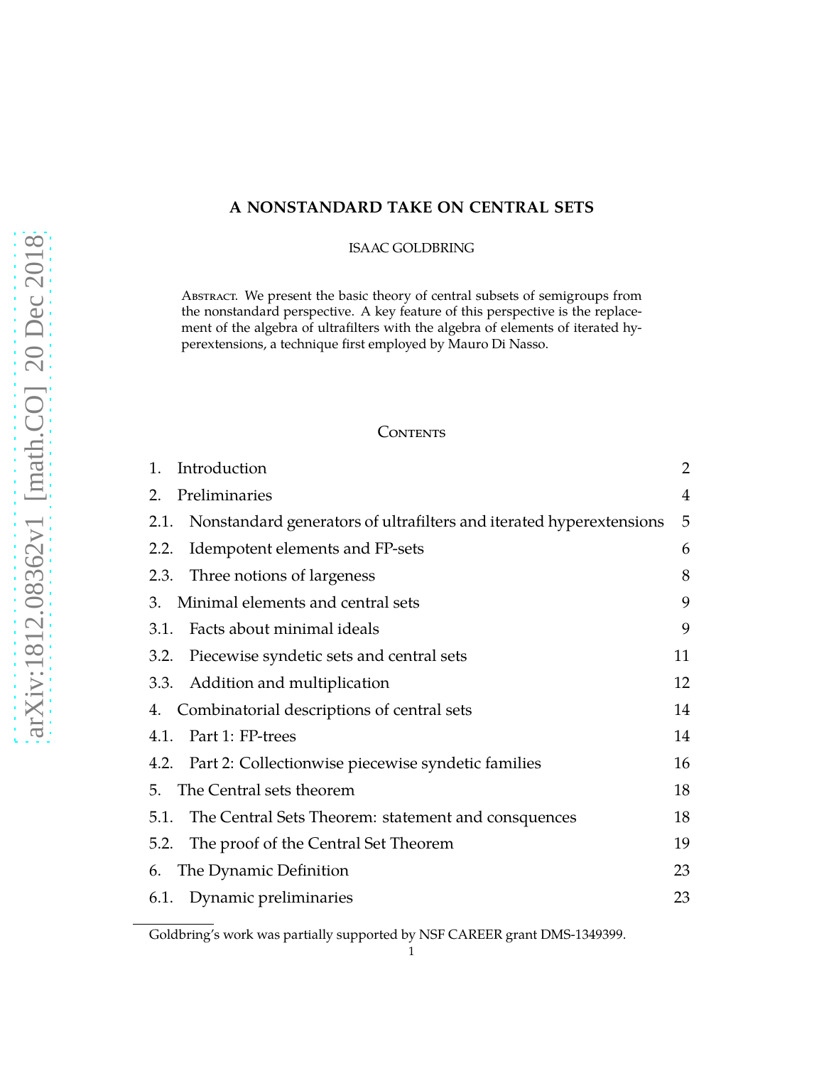# A NONSTANDARD TAKE ON CENTRAL SETS

ISAAC GOLDBRING

Abstract. We present the basic theory of central subsets of semigroups from the nonstandard perspective. A key feature of this perspective is the replacement of the algebra of ultrafilters with the algebra of elements of iterated hyperextensions, a technique first employed by Mauro Di Nasso.

## Contents

| | | |
|---|---|---|
| 1. | Introduction | 2 |
| 2. | Preliminaries | 4 |
| 2.1. | Nonstandard generators of ultrafilters and iterated hyperextensions | 5 |
| 2.2. | Idempotent elements and FP-sets | 6 |
| 2.3. | Three notions of largeness | 8 |
| 3. | Minimal elements and central sets | 9 |
| 3.1. | Facts about minimal ideals | 9 |
| 3.2. | Piecewise syndetic sets and central sets | 11 |
| 3.3. | Addition and multiplication | 12 |
| 4. | Combinatorial descriptions of central sets | 14 |
| 4.1. | Part 1: FP-trees | 14 |
| 4.2. | Part 2: Collectionwise piecewise syndetic families | 16 |
| 5. | The Central sets theorem | 18 |
| 5.1. | The Central Sets Theorem: statement and consquences | 18 |
| 5.2. | The proof of the Central Set Theorem | 19 |
| 6. | The Dynamic Definition | 23 |
| 6.1. | Dynamic preliminaries | 23 |

Goldbring's work was partially supported by NSF CAREER grant DMS-1349399.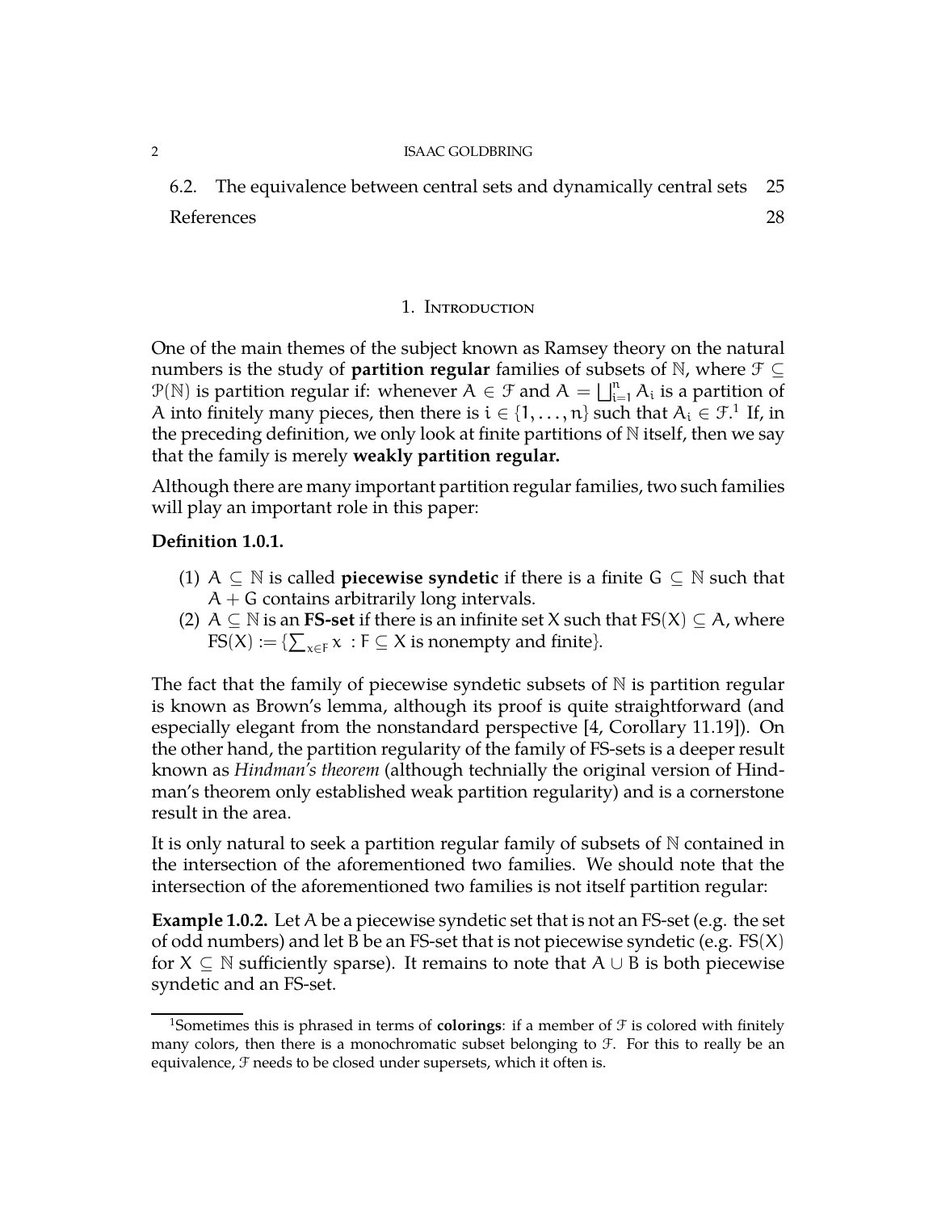6.2. The equivalence between central sets and dynamically central sets 25

References 28

## 1. Introduction

One of the main themes of the subject known as Ramsey theory on the natural numbers is the study of **partition regular** families of subsets of $\mathbb{N}$, where $\mathcal{F} \subseteq \mathcal{P}(\mathbb{N})$ is partition regular if: whenever $A \in \mathcal{F}$ and $A = \bigsqcup_{i=1}^{n} A_i$ is a partition of $A$ into finitely many pieces, then there is $i \in \{1, \ldots, n\}$ such that $A_i \in \mathcal{F}$.[1] If, in the preceding definition, we only look at finite partitions of $\mathbb{N}$ itself, then we say that the family is merely **weakly partition regular.**

Although there are many important partition regular families, two such families will play an important role in this paper:

**Definition 1.0.1.**

1. $A \subseteq \mathbb{N}$ is called **piecewise syndetic** if there is a finite $G \subseteq \mathbb{N}$ such that $A + G$ contains arbitrarily long intervals.
2. $A \subseteq \mathbb{N}$ is an **FS-set** if there is an infinite set $X$ such that $\mathrm{FS}(X) \subseteq A$, where $\mathrm{FS}(X) := \{\sum_{x \in F} x \ : F \subseteq X \text{ is nonempty and finite}\}$.

The fact that the family of piecewise syndetic subsets of $\mathbb{N}$ is partition regular is known as Brown's lemma, although its proof is quite straightforward (and especially elegant from the nonstandard perspective [4, Corollary 11.19]). On the other hand, the partition regularity of the family of FS-sets is a deeper result known as *Hindman's theorem* (although technially the original version of Hindman's theorem only established weak partition regularity) and is a cornerstone result in the area.

It is only natural to seek a partition regular family of subsets of $\mathbb{N}$ contained in the intersection of the aforementioned two families. We should note that the intersection of the aforementioned two families is not itself partition regular:

**Example 1.0.2.** Let $A$ be a piecewise syndetic set that is not an FS-set (e.g. the set of odd numbers) and let $B$ be an FS-set that is not piecewise syndetic (e.g. $\mathrm{FS}(X)$ for $X \subseteq \mathbb{N}$ sufficiently sparse). It remains to note that $A \cup B$ is both piecewise syndetic and an FS-set.

[1] Sometimes this is phrased in terms of **colorings**: if a member of $\mathcal{F}$ is colored with finitely many colors, then there is a monochromatic subset belonging to $\mathcal{F}$. For this to really be an equivalence, $\mathcal{F}$ needs to be closed under supersets, which it often is.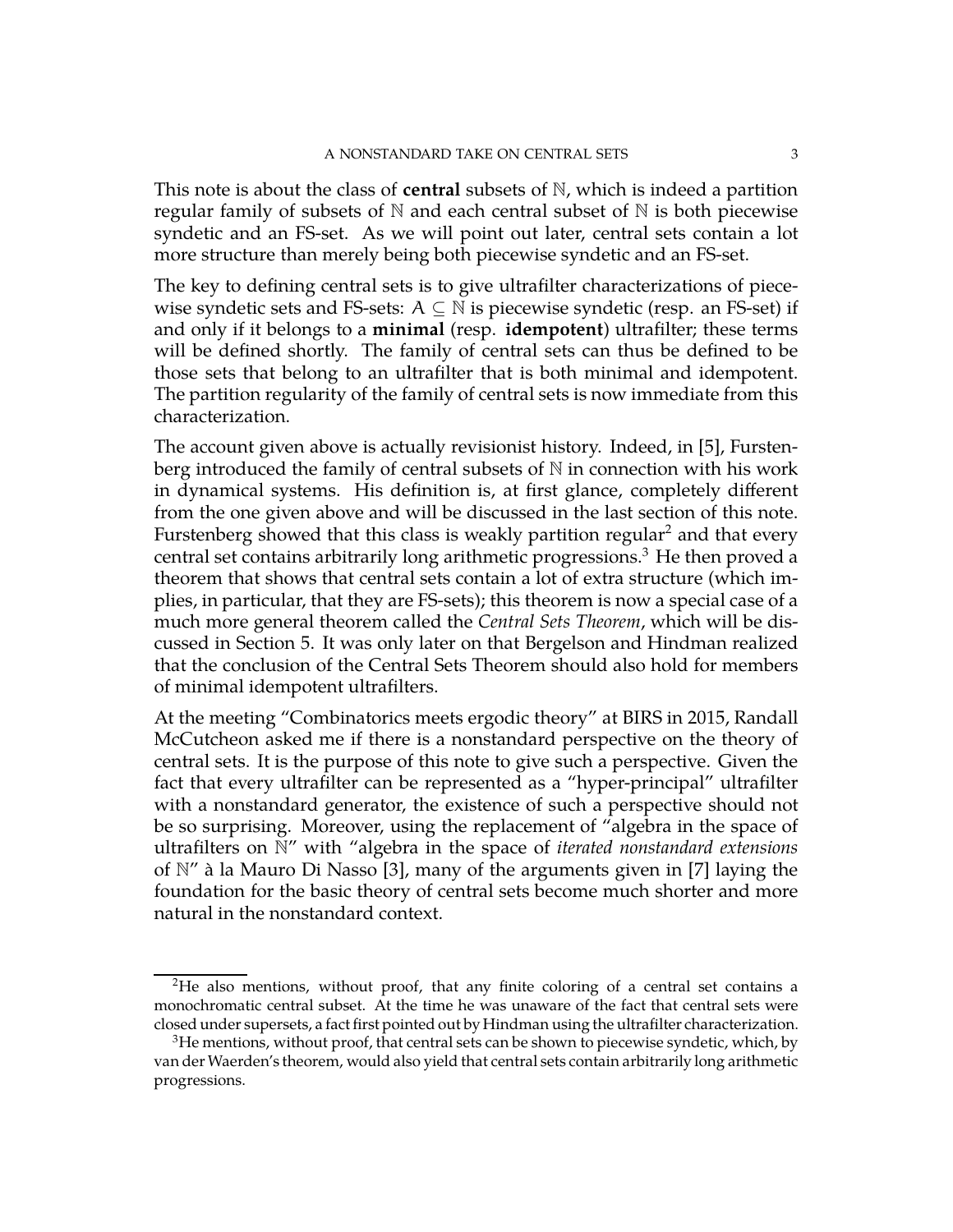This note is about the class of **central** subsets of $\mathbb{N}$, which is indeed a partition regular family of subsets of $\mathbb{N}$ and each central subset of $\mathbb{N}$ is both piecewise syndetic and an FS-set. As we will point out later, central sets contain a lot more structure than merely being both piecewise syndetic and an FS-set.

The key to defining central sets is to give ultrafilter characterizations of piecewise syndetic sets and FS-sets: $A \subseteq \mathbb{N}$ is piecewise syndetic (resp. an FS-set) if and only if it belongs to a **minimal** (resp. **idempotent**) ultrafilter; these terms will be defined shortly. The family of central sets can thus be defined to be those sets that belong to an ultrafilter that is both minimal and idempotent. The partition regularity of the family of central sets is now immediate from this characterization.

The account given above is actually revisionist history. Indeed, in [5], Furstenberg introduced the family of central subsets of $\mathbb{N}$ in connection with his work in dynamical systems. His definition is, at first glance, completely different from the one given above and will be discussed in the last section of this note. Furstenberg showed that this class is weakly partition regular[2] and that every central set contains arbitrarily long arithmetic progressions.[3] He then proved a theorem that shows that central sets contain a lot of extra structure (which implies, in particular, that they are FS-sets); this theorem is now a special case of a much more general theorem called the *Central Sets Theorem*, which will be discussed in Section 5. It was only later on that Bergelson and Hindman realized that the conclusion of the Central Sets Theorem should also hold for members of minimal idempotent ultrafilters.

At the meeting "Combinatorics meets ergodic theory" at BIRS in 2015, Randall McCutcheon asked me if there is a nonstandard perspective on the theory of central sets. It is the purpose of this note to give such a perspective. Given the fact that every ultrafilter can be represented as a "hyper-principal" ultrafilter with a nonstandard generator, the existence of such a perspective should not be so surprising. Moreover, using the replacement of "algebra in the space of ultrafilters on $\mathbb{N}$" with "algebra in the space of *iterated nonstandard extensions* of $\mathbb{N}$" à la Mauro Di Nasso [3], many of the arguments given in [7] laying the foundation for the basic theory of central sets become much shorter and more natural in the nonstandard context.

[2] He also mentions, without proof, that any finite coloring of a central set contains a monochromatic central subset. At the time he was unaware of the fact that central sets were closed under supersets, a fact first pointed out by Hindman using the ultrafilter characterization.

[3] He mentions, without proof, that central sets can be shown to piecewise syndetic, which, by van der Waerden's theorem, would also yield that central sets contain arbitrarily long arithmetic progressions.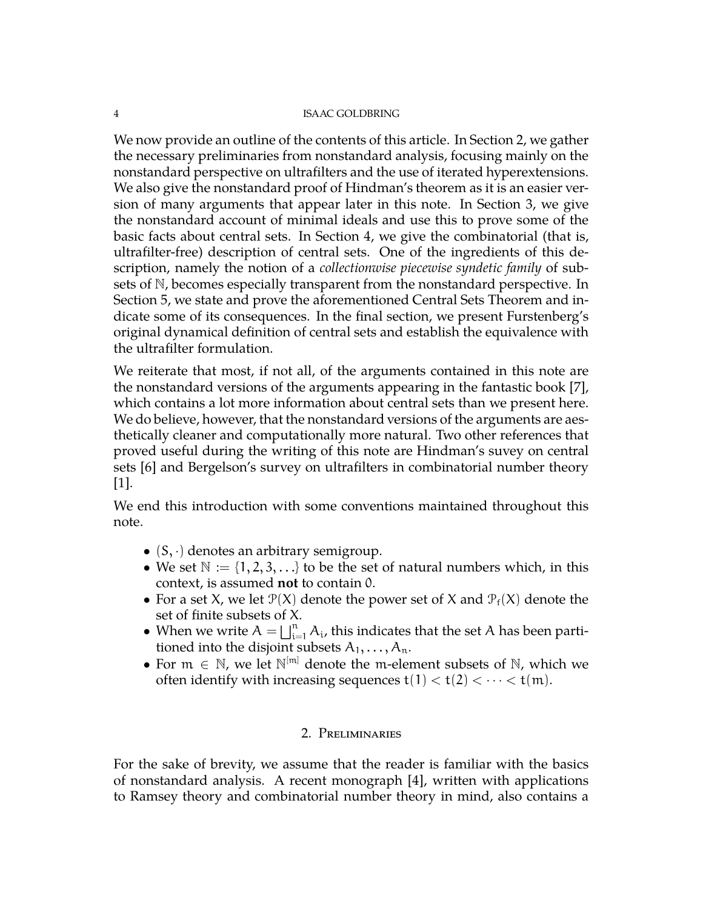We now provide an outline of the contents of this article. In Section 2, we gather the necessary preliminaries from nonstandard analysis, focusing mainly on the nonstandard perspective on ultrafilters and the use of iterated hyperextensions. We also give the nonstandard proof of Hindman's theorem as it is an easier version of many arguments that appear later in this note. In Section 3, we give the nonstandard account of minimal ideals and use this to prove some of the basic facts about central sets. In Section 4, we give the combinatorial (that is, ultrafilter-free) description of central sets. One of the ingredients of this description, namely the notion of a *collectionwise piecewise syndetic family* of subsets of $\mathbb{N}$, becomes especially transparent from the nonstandard perspective. In Section 5, we state and prove the aforementioned Central Sets Theorem and indicate some of its consequences. In the final section, we present Furstenberg's original dynamical definition of central sets and establish the equivalence with the ultrafilter formulation.

We reiterate that most, if not all, of the arguments contained in this note are the nonstandard versions of the arguments appearing in the fantastic book [7], which contains a lot more information about central sets than we present here. We do believe, however, that the nonstandard versions of the arguments are aesthetically cleaner and computationally more natural. Two other references that proved useful during the writing of this note are Hindman's suvey on central sets [6] and Bergelson's survey on ultrafilters in combinatorial number theory [1].

We end this introduction with some conventions maintained throughout this note.

- $(S, \cdot)$ denotes an arbitrary semigroup.
- We set $\mathbb{N} := \{1, 2, 3, \ldots\}$ to be the set of natural numbers which, in this context, is assumed **not** to contain $0$.
- For a set $X$, we let $\mathcal{P}(X)$ denote the power set of $X$ and $\mathcal{P}_f(X)$ denote the set of finite subsets of $X$.
- When we write $A = \bigsqcup_{i=1}^{n} A_i$, this indicates that the set $A$ has been partitioned into the disjoint subsets $A_1, \ldots, A_n$.
- For $m \in \mathbb{N}$, we let $\mathbb{N}^{[m]}$ denote the $m$-element subsets of $\mathbb{N}$, which we often identify with increasing sequences $t(1) < t(2) < \cdots < t(m)$.

## 2. Preliminaries

For the sake of brevity, we assume that the reader is familiar with the basics of nonstandard analysis. A recent monograph [4], written with applications to Ramsey theory and combinatorial number theory in mind, also contains a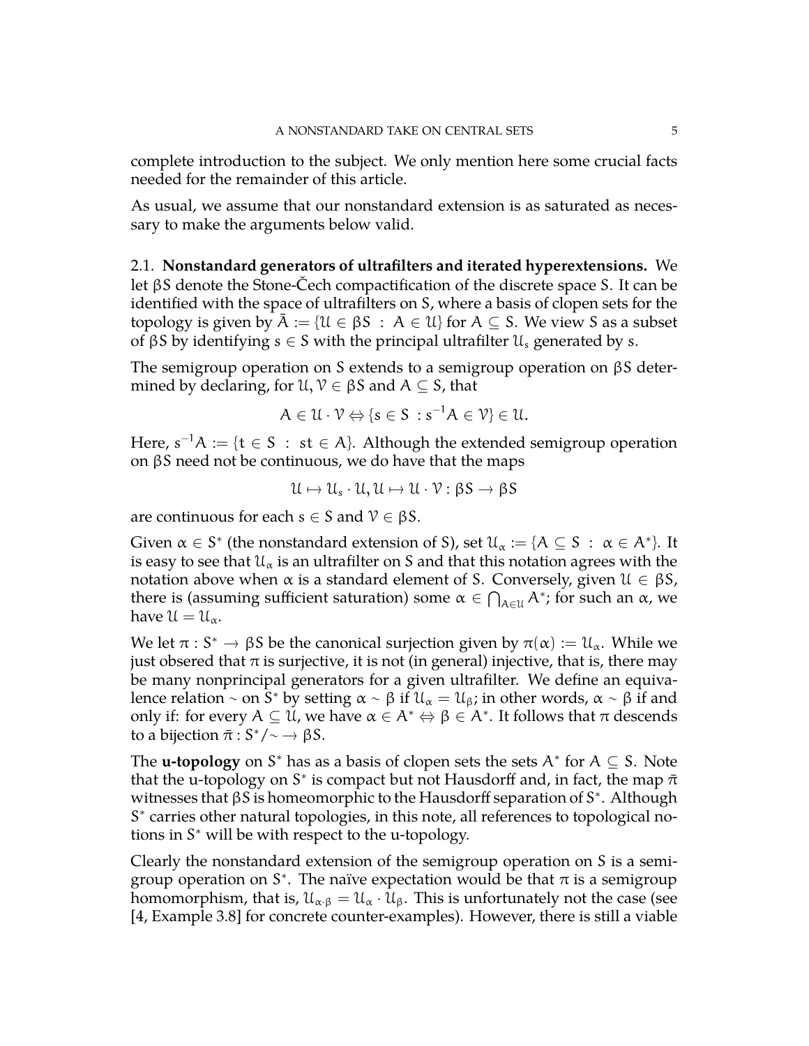complete introduction to the subject. We only mention here some crucial facts needed for the remainder of this article.

As usual, we assume that our nonstandard extension is as saturated as necessary to make the arguments below valid.

2.1. **Nonstandard generators of ultrafilters and iterated hyperextensions.** We let $\beta S$ denote the Stone-Čech compactification of the discrete space $S$. It can be identified with the space of ultrafilters on $S$, where a basis of clopen sets for the topology is given by $\bar{A} := \{\mathcal{U} \in \beta S \ : \ A \in \mathcal{U}\}$ for $A \subseteq S$. We view $S$ as a subset of $\beta S$ by identifying $s \in S$ with the principal ultrafilter $\mathcal{U}_s$ generated by $s$.

The semigroup operation on $S$ extends to a semigroup operation on $\beta S$ determined by declaring, for $\mathcal{U}, \mathcal{V} \in \beta S$ and $A \subseteq S$, that

$$A \in \mathcal{U} \cdot \mathcal{V} \Leftrightarrow \{s \in S \ : s^{-1}A \in \mathcal{V}\} \in \mathcal{U}.$$

Here, $s^{-1}A := \{t \in S \ : \ st \in A\}$. Although the extended semigroup operation on $\beta S$ need not be continuous, we do have that the maps

$$\mathcal{U} \mapsto \mathcal{U}_s \cdot \mathcal{U}, \mathcal{U} \mapsto \mathcal{U} \cdot \mathcal{V} : \beta S \to \beta S$$

are continuous for each $s \in S$ and $\mathcal{V} \in \beta S$.

Given $\alpha \in S^*$ (the nonstandard extension of S), set $\mathcal{U}_\alpha := \{A \subseteq S \ : \ \alpha \in A^*\}$. It is easy to see that $\mathcal{U}_\alpha$ is an ultrafilter on $S$ and that this notation agrees with the notation above when $\alpha$ is a standard element of $S$. Conversely, given $\mathcal{U} \in \beta S$, there is (assuming sufficient saturation) some $\alpha \in \bigcap_{A \in \mathcal{U}} A^*$; for such an $\alpha$, we have $\mathcal{U} = \mathcal{U}_\alpha$.

We let $\pi : S^* \to \beta S$ be the canonical surjection given by $\pi(\alpha) := \mathcal{U}_\alpha$. While we just obsered that $\pi$ is surjective, it is not (in general) injective, that is, there may be many nonprincipal generators for a given ultrafilter. We define an equivalence relation $\sim$ on $S^*$ by setting $\alpha \sim \beta$ if $\mathcal{U}_\alpha = \mathcal{U}_\beta$; in other words, $\alpha \sim \beta$ if and only if: for every $A \subseteq \mathcal{U}$, we have $\alpha \in A^* \Leftrightarrow \beta \in A^*$. It follows that $\pi$ descends to a bijection $\bar{\pi} : S^*/\!\sim \to \beta S$.

The **u-topology** on $S^*$ has as a basis of clopen sets the sets $A^*$ for $A \subseteq S$. Note that the u-topology on $S^*$ is compact but not Hausdorff and, in fact, the map $\bar{\pi}$ witnesses that $\beta S$ is homeomorphic to the Hausdorff separation of $S^*$. Although $S^*$ carries other natural topologies, in this note, all references to topological notions in $S^*$ will be with respect to the u-topology.

Clearly the nonstandard extension of the semigroup operation on $S$ is a semigroup operation on $S^*$. The naïve expectation would be that $\pi$ is a semigroup homomorphism, that is, $\mathcal{U}_{\alpha \cdot \beta} = \mathcal{U}_\alpha \cdot \mathcal{U}_\beta$. This is unfortunately not the case (see [4, Example 3.8] for concrete counter-examples). However, there is still a viable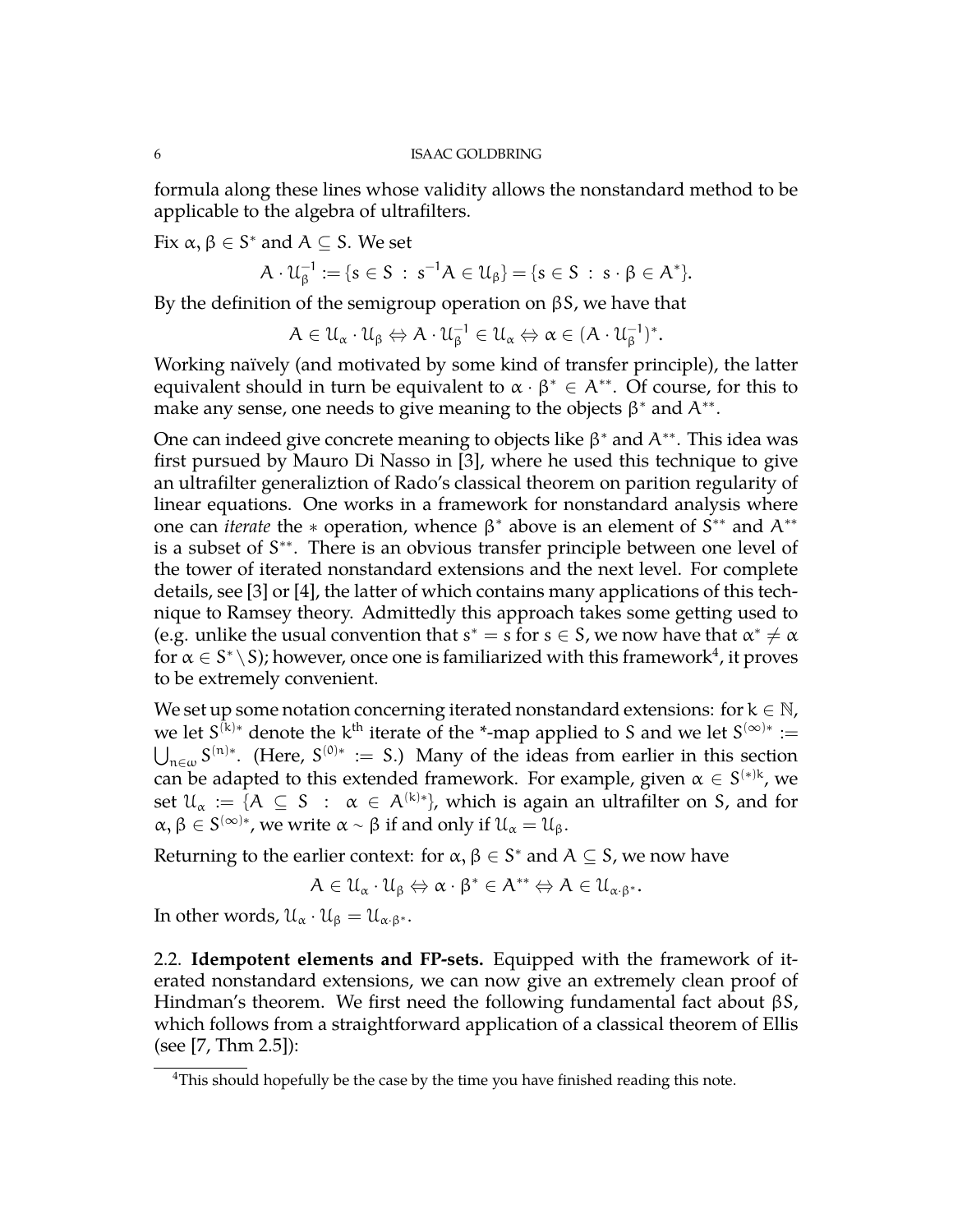formula along these lines whose validity allows the nonstandard method to be applicable to the algebra of ultrafilters.

Fix $\alpha, \beta \in S^*$ and $A \subseteq S$. We set

$$A \cdot \mathcal{U}_\beta^{-1} := \{s \in S \, : \, s^{-1}A \in \mathcal{U}_\beta\} = \{s \in S \, : \, s \cdot \beta \in A^*\}.$$

By the definition of the semigroup operation on $\beta S$, we have that

$$A \in \mathcal{U}_\alpha \cdot \mathcal{U}_\beta \Leftrightarrow A \cdot \mathcal{U}_\beta^{-1} \in \mathcal{U}_\alpha \Leftrightarrow \alpha \in (A \cdot \mathcal{U}_\beta^{-1})^*.$$

Working naïvely (and motivated by some kind of transfer principle), the latter equivalent should in turn be equivalent to $\alpha \cdot \beta^* \in A^{**}$. Of course, for this to make any sense, one needs to give meaning to the objects $\beta^*$ and $A^{**}$.

One can indeed give concrete meaning to objects like $\beta^*$ and $A^{**}$. This idea was first pursued by Mauro Di Nasso in [3], where he used this technique to give an ultrafilter generaliztion of Rado's classical theorem on parition regularity of linear equations. One works in a framework for nonstandard analysis where one can *iterate* the $*$ operation, whence $\beta^*$ above is an element of $S^{**}$ and $A^{**}$ is a subset of $S^{**}$. There is an obvious transfer principle between one level of the tower of iterated nonstandard extensions and the next level. For complete details, see [3] or [4], the latter of which contains many applications of this technique to Ramsey theory. Admittedly this approach takes some getting used to (e.g. unlike the usual convention that $s^* = s$ for $s \in S$, we now have that $\alpha^* \neq \alpha$ for $\alpha \in S^* \setminus S$); however, once one is familiarized with this framework[4], it proves to be extremely convenient.

We set up some notation concerning iterated nonstandard extensions: for $k \in \mathbb{N}$, we let $S^{(k)*}$ denote the $k^{\text{th}}$ iterate of the *-map applied to $S$ and we let $S^{(\infty)*} := \bigcup_{n \in \omega} S^{(n)*}$. (Here, $S^{(0)*} := S$.) Many of the ideas from earlier in this section can be adapted to this extended framework. For example, given $\alpha \in S^{(*)k}$, we set $\mathcal{U}_\alpha := \{A \subseteq S \, : \, \alpha \in A^{(k)*}\}$, which is again an ultrafilter on $S$, and for $\alpha, \beta \in S^{(\infty)*}$, we write $\alpha \sim \beta$ if and only if $\mathcal{U}_\alpha = \mathcal{U}_\beta$.

Returning to the earlier context: for $\alpha, \beta \in S^*$ and $A \subseteq S$, we now have

$$A \in \mathcal{U}_\alpha \cdot \mathcal{U}_\beta \Leftrightarrow \alpha \cdot \beta^* \in A^{**} \Leftrightarrow A \in \mathcal{U}_{\alpha \cdot \beta^*}.$$

In other words, $\mathcal{U}_\alpha \cdot \mathcal{U}_\beta = \mathcal{U}_{\alpha \cdot \beta^*}$.

2.2. **Idempotent elements and FP-sets.** Equipped with the framework of iterated nonstandard extensions, we can now give an extremely clean proof of Hindman's theorem. We first need the following fundamental fact about $\beta S$, which follows from a straightforward application of a classical theorem of Ellis (see [7, Thm 2.5]):

[4] This should hopefully be the case by the time you have finished reading this note.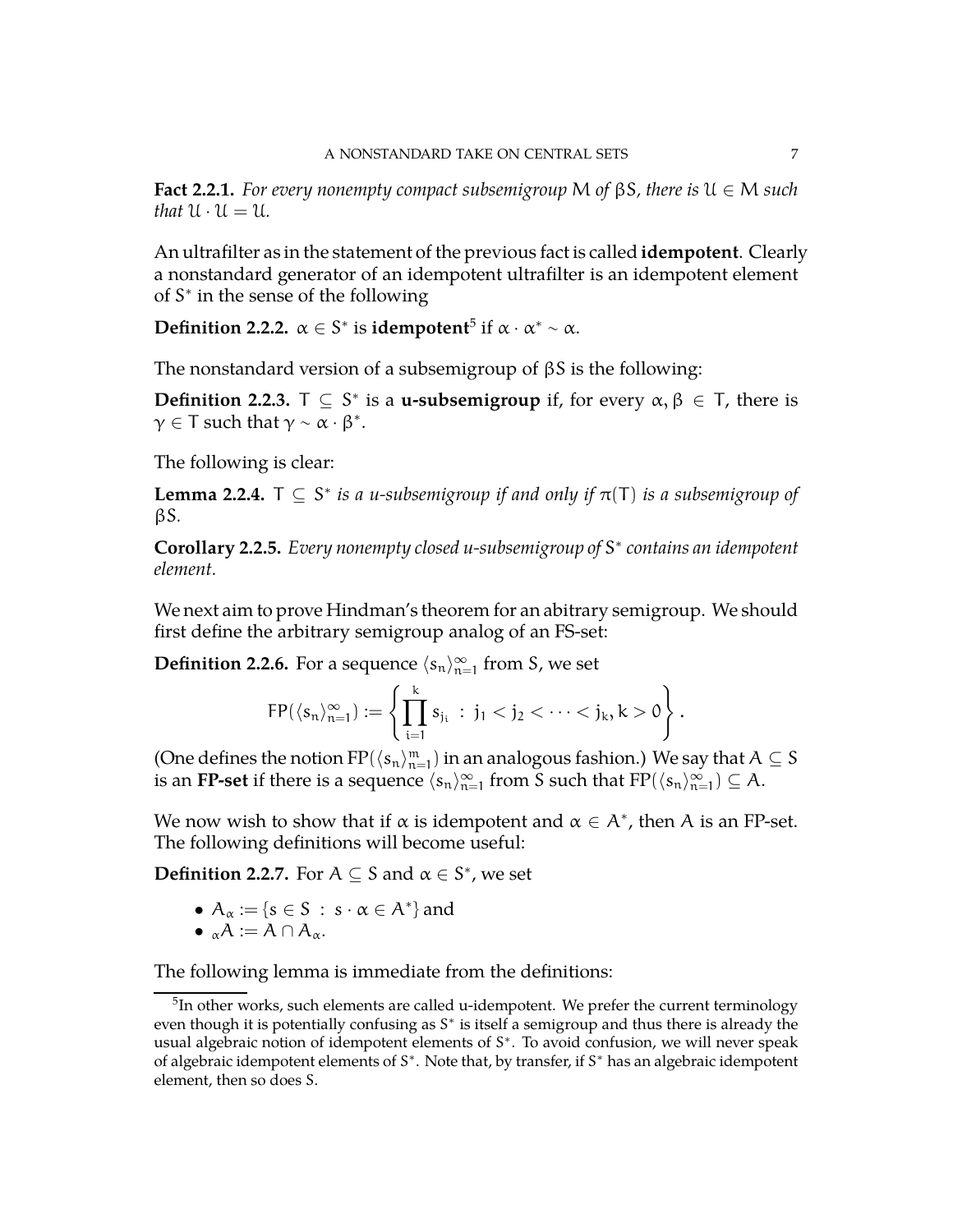**Fact 2.2.1.** *For every nonempty compact subsemigroup $M$ of $\beta S$, there is $\mathcal{U} \in M$ such that $\mathcal{U} \cdot \mathcal{U} = \mathcal{U}$.*

An ultrafilter as in the statement of the previous fact is called **idempotent**. Clearly a nonstandard generator of an idempotent ultrafilter is an idempotent element of $S^*$ in the sense of the following

**Definition 2.2.2.** $\alpha \in S^*$ is **idempotent**[5] if $\alpha \cdot \alpha^* \sim \alpha$.

The nonstandard version of a subsemigroup of $\beta S$ is the following:

**Definition 2.2.3.** $T \subseteq S^*$ is a **u-subsemigroup** if, for every $\alpha, \beta \in T$, there is $\gamma \in T$ such that $\gamma \sim \alpha \cdot \beta^*$.

The following is clear:

**Lemma 2.2.4.** *$T \subseteq S^*$ is a u-subsemigroup if and only if $\pi(T)$ is a subsemigroup of $\beta S$.*

**Corollary 2.2.5.** *Every nonempty closed u-subsemigroup of $S^*$ contains an idempotent element.*

We next aim to prove Hindman's theorem for an abitrary semigroup. We should first define the arbitrary semigroup analog of an FS-set:

**Definition 2.2.6.** For a sequence $\langle s_n \rangle_{n=1}^{\infty}$ from $S$, we set

$$\mathrm{FP}(\langle s_n \rangle_{n=1}^{\infty}) := \left\{ \prod_{i=1}^{k} s_{j_i} \ : \ j_1 < j_2 < \cdots < j_k, k > 0 \right\}.$$

(One defines the notion $\mathrm{FP}(\langle s_n \rangle_{n=1}^{m})$ in an analogous fashion.) We say that $A \subseteq S$ is an **FP-set** if there is a sequence $\langle s_n \rangle_{n=1}^{\infty}$ from $S$ such that $\mathrm{FP}(\langle s_n \rangle_{n=1}^{\infty}) \subseteq A$.

We now wish to show that if $\alpha$ is idempotent and $\alpha \in A^*$, then $A$ is an FP-set. The following definitions will become useful:

**Definition 2.2.7.** For $A \subseteq S$ and $\alpha \in S^*$, we set

- $A_\alpha := \{s \in S \ : \ s \cdot \alpha \in A^*\}$ and
- ${}_\alpha A := A \cap A_\alpha$.

The following lemma is immediate from the definitions:

[5] In other works, such elements are called u-idempotent. We prefer the current terminology even though it is potentially confusing as $S^*$ is itself a semigroup and thus there is already the usual algebraic notion of idempotent elements of $S^*$. To avoid confusion, we will never speak of algebraic idempotent elements of $S^*$. Note that, by transfer, if $S^*$ has an algebraic idempotent element, then so does $S$.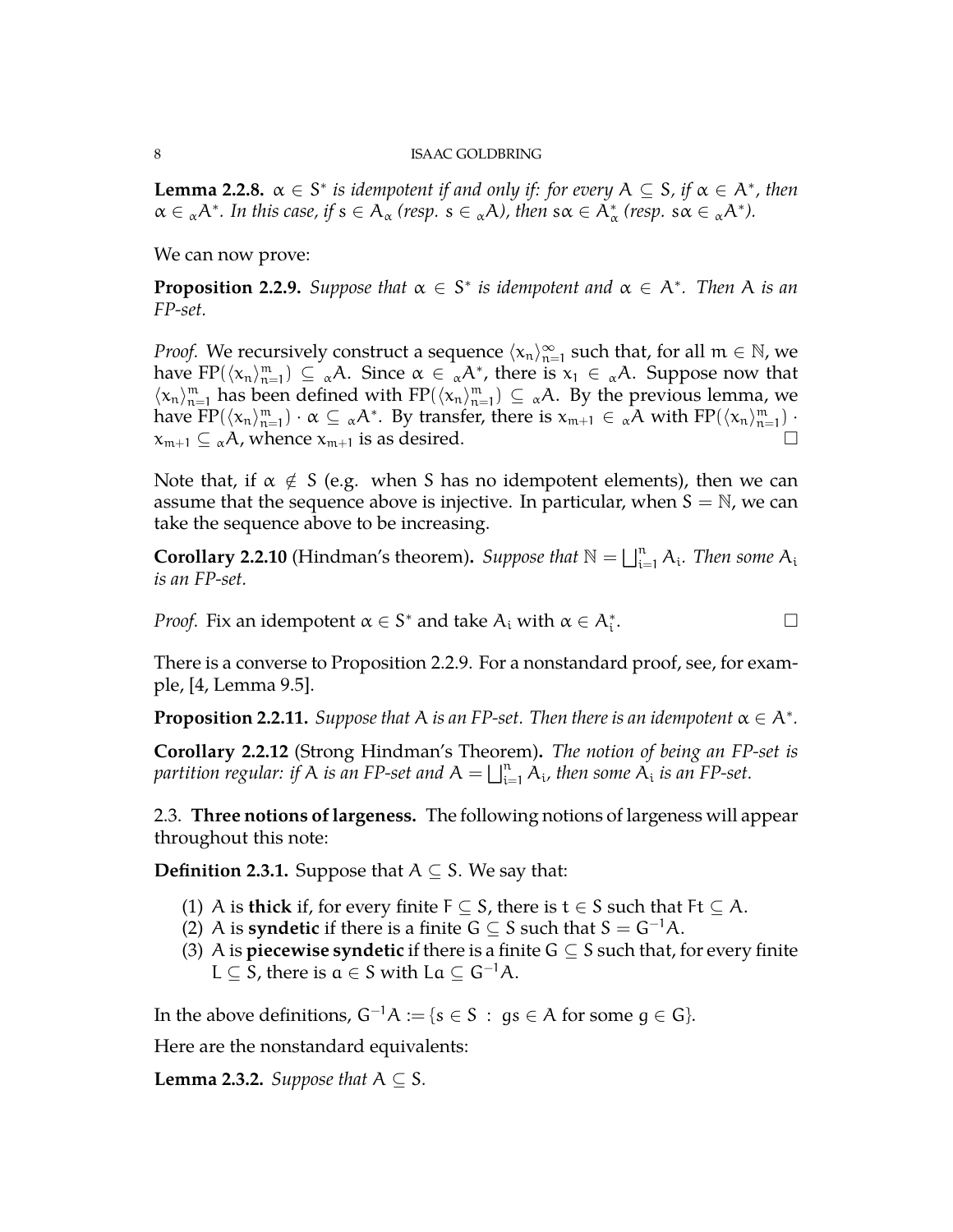**Lemma 2.2.8.** *$\alpha \in S^*$ is idempotent if and only if: for every $A \subseteq S$, if $\alpha \in A^*$, then $\alpha \in {}_\alpha A^*$. In this case, if $s \in A_\alpha$ (resp. $s \in {}_\alpha A$), then $s\alpha \in A^*_\alpha$ (resp. $s\alpha \in {}_\alpha A^*$).*

We can now prove:

**Proposition 2.2.9.** *Suppose that $\alpha \in S^*$ is idempotent and $\alpha \in A^*$. Then $A$ is an FP-set.*

*Proof.* We recursively construct a sequence $\langle x_n \rangle_{n=1}^\infty$ such that, for all $m \in \mathbb{N}$, we have $\mathrm{FP}(\langle x_n \rangle_{n=1}^m) \subseteq {}_\alpha A$. Since $\alpha \in {}_\alpha A^*$, there is $x_1 \in {}_\alpha A$. Suppose now that $\langle x_n \rangle_{n=1}^m$ has been defined with $\mathrm{FP}(\langle x_n \rangle_{n=1}^m) \subseteq {}_\alpha A$. By the previous lemma, we have $\mathrm{FP}(\langle x_n \rangle_{n=1}^m) \cdot \alpha \subseteq {}_\alpha A^*$. By transfer, there is $x_{m+1} \in {}_\alpha A$ with $\mathrm{FP}(\langle x_n \rangle_{n=1}^m) \cdot x_{m+1} \subseteq {}_\alpha A$, whence $x_{m+1}$ is as desired. □

Note that, if $\alpha \notin S$ (e.g. when $S$ has no idempotent elements), then we can assume that the sequence above is injective. In particular, when $S = \mathbb{N}$, we can take the sequence above to be increasing.

**Corollary 2.2.10** (Hindman's theorem)**.** *Suppose that $\mathbb{N} = \bigsqcup_{i=1}^n A_i$. Then some $A_i$ is an FP-set.*

*Proof.* Fix an idempotent $\alpha \in S^*$ and take $A_i$ with $\alpha \in A_i^*$. □

There is a converse to Proposition 2.2.9. For a nonstandard proof, see, for example, [4, Lemma 9.5].

**Proposition 2.2.11.** *Suppose that $A$ is an FP-set. Then there is an idempotent $\alpha \in A^*$.*

**Corollary 2.2.12** (Strong Hindman's Theorem)**.** *The notion of being an FP-set is partition regular: if $A$ is an FP-set and $A = \bigsqcup_{i=1}^n A_i$, then some $A_i$ is an FP-set.*

2.3. **Three notions of largeness.** The following notions of largeness will appear throughout this note:

**Definition 2.3.1.** Suppose that $A \subseteq S$. We say that:

1. $A$ is **thick** if, for every finite $F \subseteq S$, there is $t \in S$ such that $Ft \subseteq A$.
2. $A$ is **syndetic** if there is a finite $G \subseteq S$ such that $S = G^{-1}A$.
3. $A$ is **piecewise syndetic** if there is a finite $G \subseteq S$ such that, for every finite $L \subseteq S$, there is $a \in S$ with $La \subseteq G^{-1}A$.

In the above definitions, $G^{-1}A := \{s \in S \ : \ gs \in A \text{ for some } g \in G\}$.

Here are the nonstandard equivalents:

**Lemma 2.3.2.** *Suppose that $A \subseteq S$.*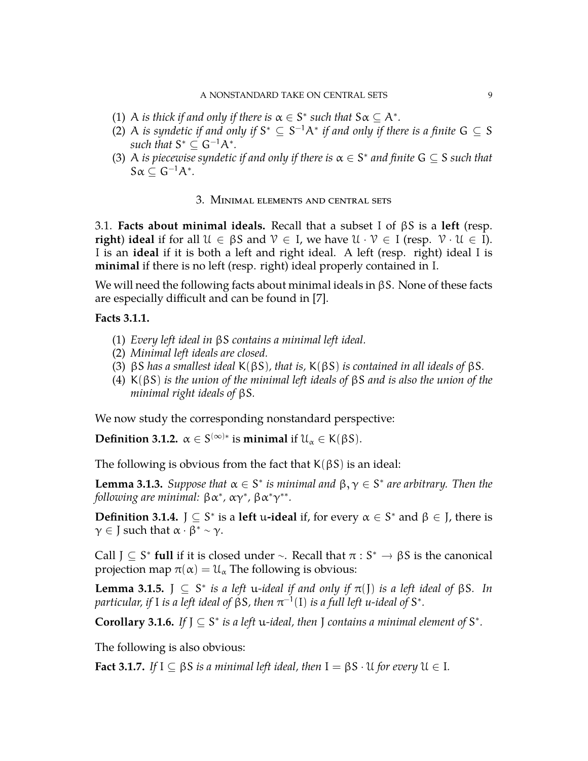(1) $A$ *is thick if and only if there is* $\alpha \in S^*$ *such that* $S\alpha \subseteq A^*$.
(2) $A$ *is syndetic if and only if* $S^* \subseteq S^{-1}A^*$ *if and only if there is a finite* $G \subseteq S$ *such that* $S^* \subseteq G^{-1}A^*$.
(3) $A$ *is piecewise syndetic if and only if there is* $\alpha \in S^*$ *and finite* $G \subseteq S$ *such that* $S\alpha \subseteq G^{-1}A^*$.

## 3. Minimal elements and central sets

3.1. **Facts about minimal ideals.** Recall that a subset $I$ of $\beta S$ is a **left** (resp. **right**) **ideal** if for all $\mathcal{U} \in \beta S$ and $\mathcal{V} \in I$, we have $\mathcal{U} \cdot \mathcal{V} \in I$ (resp. $\mathcal{V} \cdot \mathcal{U} \in I$). $I$ is an **ideal** if it is both a left and right ideal. A left (resp. right) ideal $I$ is **minimal** if there is no left (resp. right) ideal properly contained in $I$.

We will need the following facts about minimal ideals in $\beta S$. None of these facts are especially difficult and can be found in [7].

**Facts 3.1.1.**

(1) *Every left ideal in* $\beta S$ *contains a minimal left ideal.*
(2) *Minimal left ideals are closed.*
(3) $\beta S$ *has a smallest ideal* $K(\beta S)$*, that is,* $K(\beta S)$ *is contained in all ideals of* $\beta S$*.*
(4) $K(\beta S)$ *is the union of the minimal left ideals of* $\beta S$ *and is also the union of the minimal right ideals of* $\beta S$*.*

We now study the corresponding nonstandard perspective:

**Definition 3.1.2.** $\alpha \in S^{(\infty)*}$ is **minimal** if $\mathcal{U}_\alpha \in K(\beta S)$.

The following is obvious from the fact that $K(\beta S)$ is an ideal:

**Lemma 3.1.3.** *Suppose that* $\alpha \in S^*$ *is minimal and* $\beta, \gamma \in S^*$ *are arbitrary. Then the following are minimal:* $\beta\alpha^*$, $\alpha\gamma^*$, $\beta\alpha^*\gamma^{**}$.

**Definition 3.1.4.** $J \subseteq S^*$ is a **left** $u$**-ideal** if, for every $\alpha \in S^*$ and $\beta \in J$, there is $\gamma \in J$ such that $\alpha \cdot \beta^* \sim \gamma$.

Call $J \subseteq S^*$ **full** if it is closed under $\sim$. Recall that $\pi : S^* \to \beta S$ is the canonical projection map $\pi(\alpha) = \mathcal{U}_\alpha$ The following is obvious:

**Lemma 3.1.5.** $J \subseteq S^*$ *is a left* $u$*-ideal if and only if* $\pi(J)$ *is a left ideal of* $\beta S$*. In particular, if* $I$ *is a left ideal of* $\beta S$*, then* $\pi^{-1}(I)$ *is a full left u-ideal of* $S^*$*.*

**Corollary 3.1.6.** *If* $J \subseteq S^*$ *is a left* $u$*-ideal, then* $J$ *contains a minimal element of* $S^*$*.*

The following is also obvious:

**Fact 3.1.7.** *If* $I \subseteq \beta S$ *is a minimal left ideal, then* $I = \beta S \cdot \mathcal{U}$ *for every* $\mathcal{U} \in I$*.*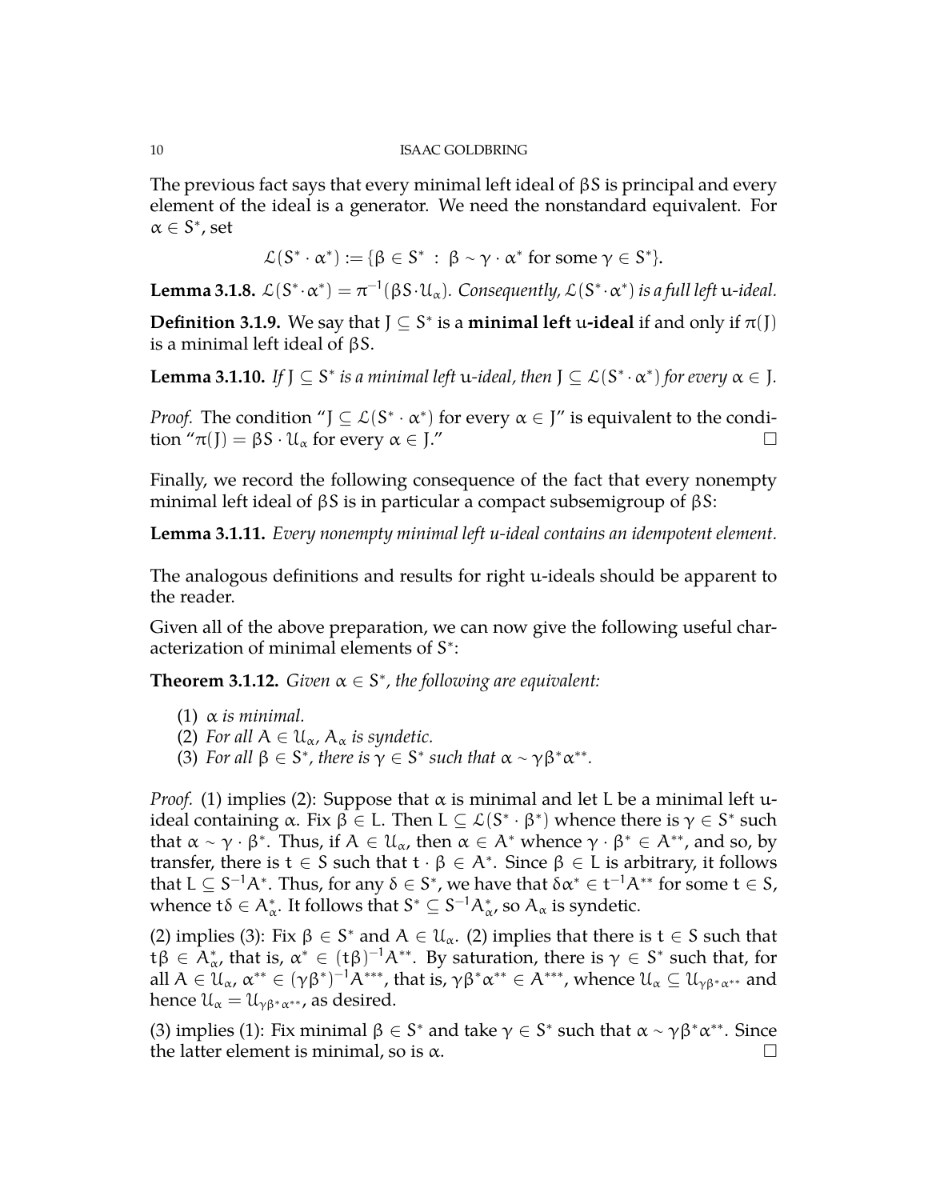The previous fact says that every minimal left ideal of $\beta S$ is principal and every element of the ideal is a generator. We need the nonstandard equivalent. For $\alpha \in S^*$, set

$$\mathcal{L}(S^* \cdot \alpha^*) := \{\beta \in S^* \ : \ \beta \sim \gamma \cdot \alpha^* \text{ for some } \gamma \in S^*\}.$$

**Lemma 3.1.8.** *$\mathcal{L}(S^* \cdot \alpha^*) = \pi^{-1}(\beta S \cdot \mathcal{U}_\alpha)$. Consequently, $\mathcal{L}(S^* \cdot \alpha^*)$ is a full left $u$-ideal.*

**Definition 3.1.9.** We say that $J \subseteq S^*$ is a **minimal left $u$-ideal** if and only if $\pi(J)$ is a minimal left ideal of $\beta S$.

**Lemma 3.1.10.** *If $J \subseteq S^*$ is a minimal left $u$-ideal, then $J \subseteq \mathcal{L}(S^* \cdot \alpha^*)$ for every $\alpha \in J$.*

*Proof.* The condition "$J \subseteq \mathcal{L}(S^* \cdot \alpha^*)$ for every $\alpha \in J$" is equivalent to the condition "$\pi(J) = \beta S \cdot \mathcal{U}_\alpha$ for every $\alpha \in J$." □

Finally, we record the following consequence of the fact that every nonempty minimal left ideal of $\beta S$ is in particular a compact subsemigroup of $\beta S$:

**Lemma 3.1.11.** *Every nonempty minimal left u-ideal contains an idempotent element.*

The analogous definitions and results for right $u$-ideals should be apparent to the reader.

Given all of the above preparation, we can now give the following useful characterization of minimal elements of $S^*$:

**Theorem 3.1.12.** *Given $\alpha \in S^*$, the following are equivalent:*

1. *$\alpha$ is minimal.*
2. *For all $A \in \mathcal{U}_\alpha$, $A_\alpha$ is syndetic.*
3. *For all $\beta \in S^*$, there is $\gamma \in S^*$ such that $\alpha \sim \gamma\beta^*\alpha^{**}$.*

*Proof.* (1) implies (2): Suppose that $\alpha$ is minimal and let $L$ be a minimal left $u$-ideal containing $\alpha$. Fix $\beta \in L$. Then $L \subseteq \mathcal{L}(S^* \cdot \beta^*)$ whence there is $\gamma \in S^*$ such that $\alpha \sim \gamma \cdot \beta^*$. Thus, if $A \in \mathcal{U}_\alpha$, then $\alpha \in A^*$ whence $\gamma \cdot \beta^* \in A^{**}$, and so, by transfer, there is $t \in S$ such that $t \cdot \beta \in A^*$. Since $\beta \in L$ is arbitrary, it follows that $L \subseteq S^{-1}A^*$. Thus, for any $\delta \in S^*$, we have that $\delta\alpha^* \in t^{-1}A^{**}$ for some $t \in S$, whence $t\delta \in A_\alpha^*$. It follows that $S^* \subseteq S^{-1}A_\alpha^*$, so $A_\alpha$ is syndetic.

(2) implies (3): Fix $\beta \in S^*$ and $A \in \mathcal{U}_\alpha$. (2) implies that there is $t \in S$ such that $t\beta \in A_\alpha^*$, that is, $\alpha^* \in (t\beta)^{-1}A^{**}$. By saturation, there is $\gamma \in S^*$ such that, for all $A \in \mathcal{U}_\alpha$, $\alpha^{**} \in (\gamma\beta^*)^{-1}A^{***}$, that is, $\gamma\beta^*\alpha^{**} \in A^{***}$, whence $\mathcal{U}_\alpha \subseteq \mathcal{U}_{\gamma\beta^*\alpha^{**}}$ and hence $\mathcal{U}_\alpha = \mathcal{U}_{\gamma\beta^*\alpha^{**}}$, as desired.

(3) implies (1): Fix minimal $\beta \in S^*$ and take $\gamma \in S^*$ such that $\alpha \sim \gamma\beta^*\alpha^{**}$. Since the latter element is minimal, so is $\alpha$. □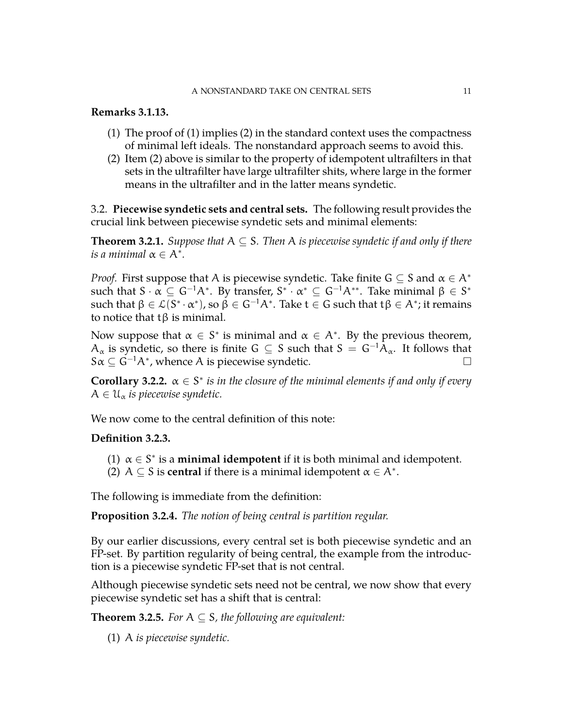**Remarks 3.1.13.**

(1) The proof of (1) implies (2) in the standard context uses the compactness of minimal left ideals. The nonstandard approach seems to avoid this.
(2) Item (2) above is similar to the property of idempotent ultrafilters in that sets in the ultrafilter have large ultrafilter shits, where large in the former means in the ultrafilter and in the latter means syndetic.

## 3.2. Piecewise syndetic sets and central sets.

The following result provides the crucial link between piecewise syndetic sets and minimal elements:

**Theorem 3.2.1.** *Suppose that $A \subseteq S$. Then $A$ is piecewise syndetic if and only if there is a minimal $\alpha \in A^*$.*

*Proof.* First suppose that $A$ is piecewise syndetic. Take finite $G \subseteq S$ and $\alpha \in A^*$ such that $S \cdot \alpha \subseteq G^{-1}A^*$. By transfer, $S^* \cdot \alpha^* \subseteq G^{-1}A^{**}$. Take minimal $\beta \in S^*$ such that $\beta \in \mathcal{L}(S^* \cdot \alpha^*)$, so $\beta \in G^{-1}A^*$. Take $t \in G$ such that $t\beta \in A^*$; it remains to notice that $t\beta$ is minimal.

Now suppose that $\alpha \in S^*$ is minimal and $\alpha \in A^*$. By the previous theorem, $A_\alpha$ is syndetic, so there is finite $G \subseteq S$ such that $S = G^{-1}A_\alpha$. It follows that $S\alpha \subseteq G^{-1}A^*$, whence $A$ is piecewise syndetic. $\square$

**Corollary 3.2.2.** *$\alpha \in S^*$ is in the closure of the minimal elements if and only if every $A \in \mathcal{U}_\alpha$ is piecewise syndetic.*

We now come to the central definition of this note:

**Definition 3.2.3.**

(1) $\alpha \in S^*$ is a **minimal idempotent** if it is both minimal and idempotent.
(2) $A \subseteq S$ is **central** if there is a minimal idempotent $\alpha \in A^*$.

The following is immediate from the definition:

**Proposition 3.2.4.** *The notion of being central is partition regular.*

By our earlier discussions, every central set is both piecewise syndetic and an FP-set. By partition regularity of being central, the example from the introduction is a piecewise syndetic FP-set that is not central.

Although piecewise syndetic sets need not be central, we now show that every piecewise syndetic set has a shift that is central:

**Theorem 3.2.5.** *For $A \subseteq S$, the following are equivalent:*

(1) *$A$ is piecewise syndetic.*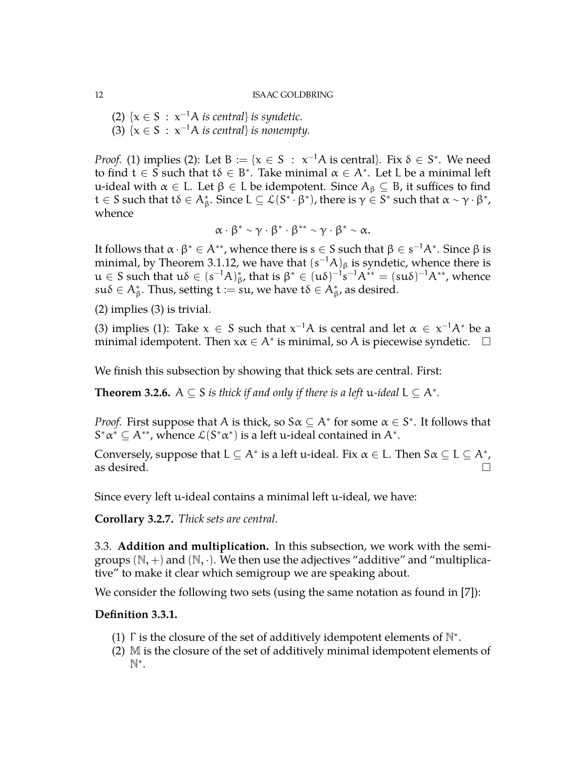(2) $\{x \in S : x^{-1}A \text{ is central}\}$ *is syndetic.*
(3) $\{x \in S : x^{-1}A \text{ is central}\}$ *is nonempty.*

*Proof.* (1) implies (2): Let $B := \{x \in S : x^{-1}A \text{ is central}\}$. Fix $\delta \in S^*$. We need to find $t \in S$ such that $t\delta \in B^*$. Take minimal $\alpha \in A^*$. Let $L$ be a minimal left u-ideal with $\alpha \in L$. Let $\beta \in L$ be idempotent. Since $A_\beta \subseteq B$, it suffices to find $t \in S$ such that $t\delta \in A^*_\beta$. Since $L \subseteq \mathcal{L}(S^* \cdot \beta^*)$, there is $\gamma \in S^*$ such that $\alpha \sim \gamma \cdot \beta^*$, whence

$$\alpha \cdot \beta^* \sim \gamma \cdot \beta^* \cdot \beta^{**} \sim \gamma \cdot \beta^* \sim \alpha.$$

It follows that $\alpha \cdot \beta^* \in A^{**}$, whence there is $s \in S$ such that $\beta \in s^{-1}A^*$. Since $\beta$ is minimal, by Theorem 3.1.12, we have that $(s^{-1}A)_\beta$ is syndetic, whence there is $u \in S$ such that $u\delta \in (s^{-1}A)^*_\beta$, that is $\beta^* \in (u\delta)^{-1}s^{-1}A^{**} = (su\delta)^{-1}A^{**}$, whence $su\delta \in A^*_\beta$. Thus, setting $t := su$, we have $t\delta \in A^*_\beta$, as desired.

(2) implies (3) is trivial.

(3) implies (1): Take $x \in S$ such that $x^{-1}A$ is central and let $\alpha \in x^{-1}A^*$ be a minimal idempotent. Then $x\alpha \in A^*$ is minimal, so $A$ is piecewise syndetic. $\square$

We finish this subsection by showing that thick sets are central. First:

**Theorem 3.2.6.** *$A \subseteq S$ is thick if and only if there is a left u-ideal $L \subseteq A^*$.*

*Proof.* First suppose that $A$ is thick, so $S\alpha \subseteq A^*$ for some $\alpha \in S^*$. It follows that $S^*\alpha^* \subseteq A^{**}$, whence $\mathcal{L}(S^*\alpha^*)$ is a left u-ideal contained in $A^*$.

Conversely, suppose that $L \subseteq A^*$ is a left u-ideal. Fix $\alpha \in L$. Then $S\alpha \subseteq L \subseteq A^*$, as desired. $\square$

Since every left u-ideal contains a minimal left u-ideal, we have:

**Corollary 3.2.7.** *Thick sets are central.*

3.3. **Addition and multiplication.** In this subsection, we work with the semigroups $(\mathbb{N}, +)$ and $(\mathbb{N}, \cdot)$. We then use the adjectives "additive" and "multiplicative" to make it clear which semigroup we are speaking about.

We consider the following two sets (using the same notation as found in [7]):

**Definition 3.3.1.**

(1) $\Gamma$ is the closure of the set of additively idempotent elements of $\mathbb{N}^*$.
(2) $\mathbb{M}$ is the closure of the set of additively minimal idempotent elements of $\mathbb{N}^*$.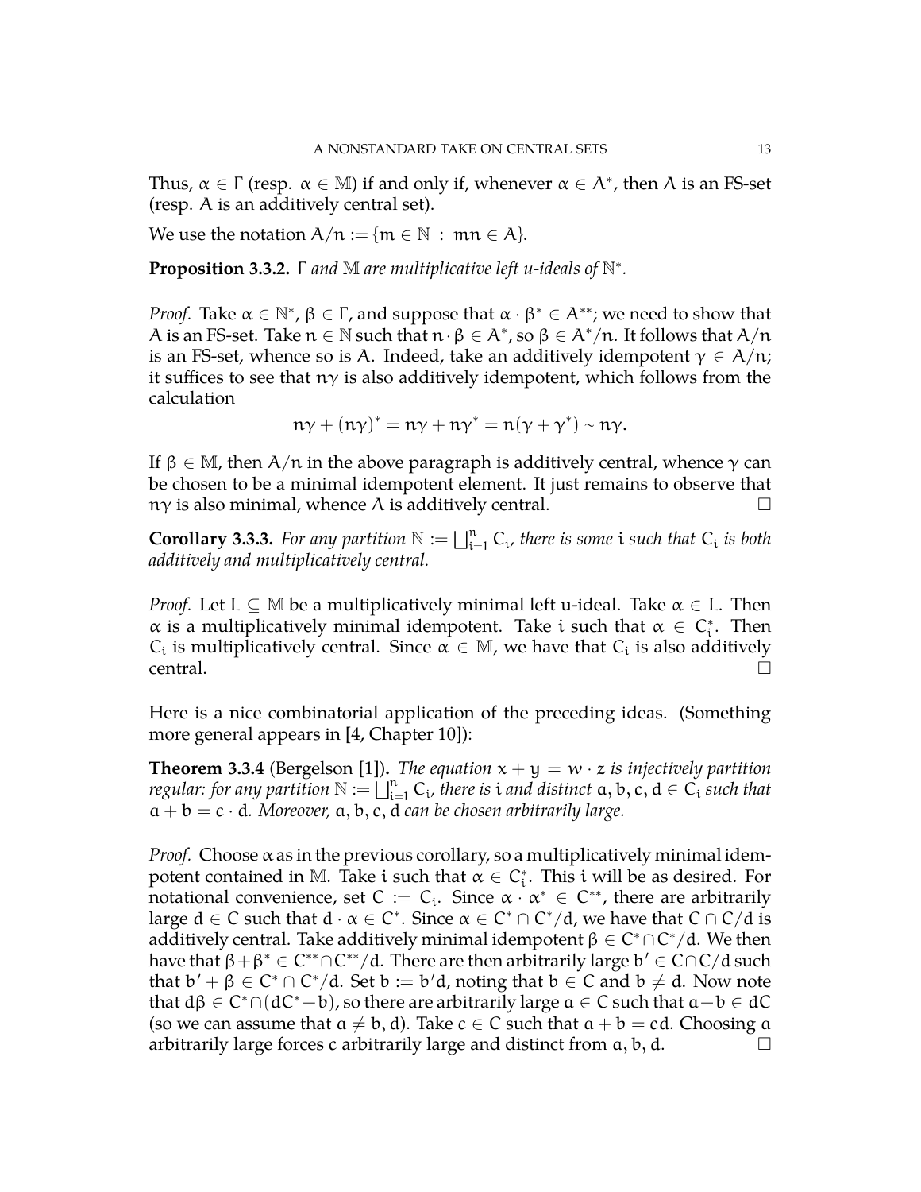Thus, $\alpha \in \Gamma$ (resp. $\alpha \in \mathbb{M}$) if and only if, whenever $\alpha \in A^*$, then $A$ is an FS-set (resp. $A$ is an additively central set).

We use the notation $A/n := \{m \in \mathbb{N} : mn \in A\}$.

**Proposition 3.3.2.** *$\Gamma$ and $\mathbb{M}$ are multiplicative left u-ideals of $\mathbb{N}^*$.*

*Proof.* Take $\alpha \in \mathbb{N}^*$, $\beta \in \Gamma$, and suppose that $\alpha \cdot \beta^* \in A^{**}$; we need to show that $A$ is an FS-set. Take $n \in \mathbb{N}$ such that $n \cdot \beta \in A^*$, so $\beta \in A^*/n$. It follows that $A/n$ is an FS-set, whence so is $A$. Indeed, take an additively idempotent $\gamma \in A/n$; it suffices to see that $n\gamma$ is also additively idempotent, which follows from the calculation

$$n\gamma + (n\gamma)^* = n\gamma + n\gamma^* = n(\gamma + \gamma^*) \sim n\gamma.$$

If $\beta \in \mathbb{M}$, then $A/n$ in the above paragraph is additively central, whence $\gamma$ can be chosen to be a minimal idempotent element. It just remains to observe that $n\gamma$ is also minimal, whence $A$ is additively central. □

**Corollary 3.3.3.** *For any partition $\mathbb{N} := \bigsqcup_{i=1}^{n} C_i$, there is some $i$ such that $C_i$ is both additively and multiplicatively central.*

*Proof.* Let $L \subseteq \mathbb{M}$ be a multiplicatively minimal left u-ideal. Take $\alpha \in L$. Then $\alpha$ is a multiplicatively minimal idempotent. Take $i$ such that $\alpha \in C_i^*$. Then $C_i$ is multiplicatively central. Since $\alpha \in \mathbb{M}$, we have that $C_i$ is also additively central. □

Here is a nice combinatorial application of the preceding ideas. (Something more general appears in [4, Chapter 10]):

**Theorem 3.3.4** (Bergelson [1])**.** *The equation $x + y = w \cdot z$ is injectively partition regular: for any partition $\mathbb{N} := \bigsqcup_{i=1}^{n} C_i$, there is $i$ and distinct $a, b, c, d \in C_i$ such that $a + b = c \cdot d$. Moreover, $a, b, c, d$ can be chosen arbitrarily large.*

*Proof.* Choose $\alpha$ as in the previous corollary, so a multiplicatively minimal idempotent contained in $\mathbb{M}$. Take $i$ such that $\alpha \in C_i^*$. This $i$ will be as desired. For notational convenience, set $C := C_i$. Since $\alpha \cdot \alpha^* \in C^{**}$, there are arbitrarily large $d \in C$ such that $d \cdot \alpha \in C^*$. Since $\alpha \in C^* \cap C^*/d$, we have that $C \cap C/d$ is additively central. Take additively minimal idempotent $\beta \in C^* \cap C^*/d$. We then have that $\beta + \beta^* \in C^{**} \cap C^{**}/d$. There are then arbitrarily large $b' \in C \cap C/d$ such that $b' + \beta \in C^* \cap C^*/d$. Set $b := b'd$, noting that $b \in C$ and $b \neq d$. Now note that $d\beta \in C^* \cap (dC^* - b)$, so there are arbitrarily large $a \in C$ such that $a + b \in dC$ (so we can assume that $a \neq b, d$). Take $c \in C$ such that $a + b = cd$. Choosing $a$ arbitrarily large forces $c$ arbitrarily large and distinct from $a, b, d$. □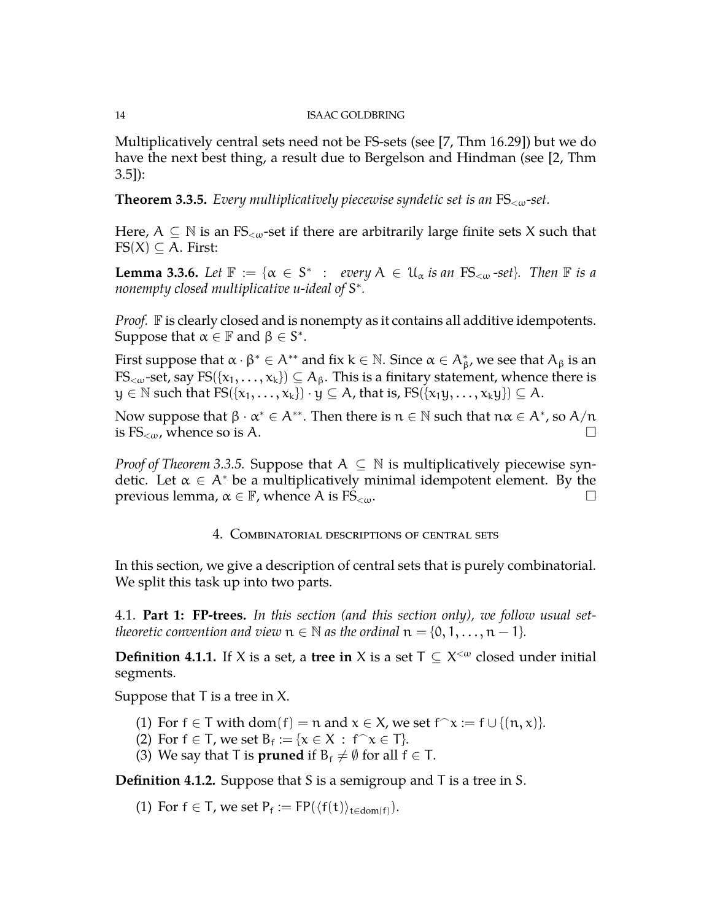Multiplicatively central sets need not be FS-sets (see [7, Thm 16.29]) but we do have the next best thing, a result due to Bergelson and Hindman (see [2, Thm 3.5]):

**Theorem 3.3.5.** *Every multiplicatively piecewise syndetic set is an* $\mathrm{FS}_{<\omega}$*-set.*

Here, $A \subseteq \mathbb{N}$ is an $\mathrm{FS}_{<\omega}$-set if there are arbitrarily large finite sets $X$ such that $\mathrm{FS}(X) \subseteq A$. First:

**Lemma 3.3.6.** *Let* $\mathbb{F} := \{\alpha \in S^* \ : \ \text{every } A \in \mathcal{U}_\alpha \text{ is an } \mathrm{FS}_{<\omega}\text{-set}\}$*. Then* $\mathbb{F}$ *is a nonempty closed multiplicative u-ideal of* $S^*$*.*

*Proof.* $\mathbb{F}$ is clearly closed and is nonempty as it contains all additive idempotents. Suppose that $\alpha \in \mathbb{F}$ and $\beta \in S^*$.

First suppose that $\alpha \cdot \beta^* \in A^{**}$ and fix $k \in \mathbb{N}$. Since $\alpha \in A_\beta^*$, we see that $A_\beta$ is an $\mathrm{FS}_{<\omega}$-set, say $\mathrm{FS}(\{x_1, \ldots, x_k\}) \subseteq A_\beta$. This is a finitary statement, whence there is $y \in \mathbb{N}$ such that $\mathrm{FS}(\{x_1, \ldots, x_k\}) \cdot y \subseteq A$, that is, $\mathrm{FS}(\{x_1 y, \ldots, x_k y\}) \subseteq A$.

Now suppose that $\beta \cdot \alpha^* \in A^{**}$. Then there is $n \in \mathbb{N}$ such that $n\alpha \in A^*$, so $A/n$ is $\mathrm{FS}_{<\omega}$, whence so is $A$. $\square$

*Proof of Theorem 3.3.5.* Suppose that $A \subseteq \mathbb{N}$ is multiplicatively piecewise syndetic. Let $\alpha \in A^*$ be a multiplicatively minimal idempotent element. By the previous lemma, $\alpha \in \mathbb{F}$, whence $A$ is $\mathrm{FS}_{<\omega}$. $\square$

## 4. Combinatorial descriptions of central sets

In this section, we give a description of central sets that is purely combinatorial. We split this task up into two parts.

### 4.1. **Part 1: FP-trees.** 
*In this section (and this section only), we follow usual set-theoretic convention and view* $n \in \mathbb{N}$ *as the ordinal* $n = \{0, 1, \ldots, n-1\}$*.*

**Definition 4.1.1.** If $X$ is a set, a **tree in** $X$ is a set $T \subseteq X^{<\omega}$ closed under initial segments.

Suppose that $T$ is a tree in $X$.

1. For $f \in T$ with $\mathrm{dom}(f) = n$ and $x \in X$, we set $f^\frown x := f \cup \{(n, x)\}$.
2. For $f \in T$, we set $B_f := \{x \in X \ : \ f^\frown x \in T\}$.
3. We say that $T$ is **pruned** if $B_f \neq \emptyset$ for all $f \in T$.

**Definition 4.1.2.** Suppose that $S$ is a semigroup and $T$ is a tree in $S$.

1. For $f \in T$, we set $P_f := \mathrm{FP}(\langle f(t) \rangle_{t \in \mathrm{dom}(f)})$.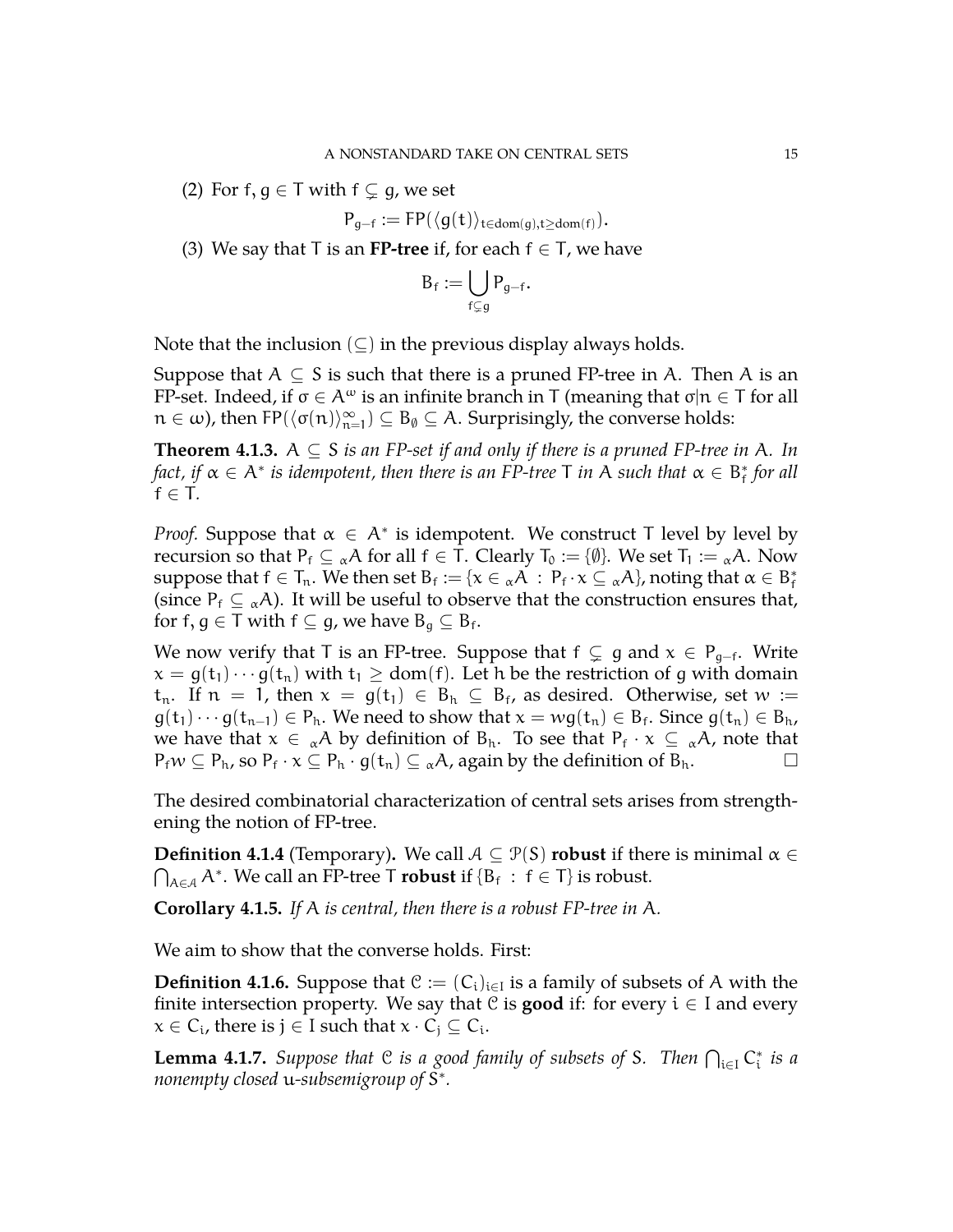(2) For $f, g \in T$ with $f \subsetneq g$, we set

$$P_{g-f} := \mathsf{FP}(\langle g(t) \rangle_{t \in \mathrm{dom}(g), t \geq \mathrm{dom}(f)}).$$

(3) We say that $T$ is an **FP-tree** if, for each $f \in T$, we have

$$B_f := \bigcup_{f \subsetneq g} P_{g-f}.$$

Note that the inclusion $(\subseteq)$ in the previous display always holds.

Suppose that $A \subseteq S$ is such that there is a pruned FP-tree in $A$. Then $A$ is an FP-set. Indeed, if $\sigma \in A^\omega$ is an infinite branch in $T$ (meaning that $\sigma|n \in T$ for all $n \in \omega$), then $\mathsf{FP}(\langle \sigma(n) \rangle_{n=1}^\infty) \subseteq B_\emptyset \subseteq A$. Surprisingly, the converse holds:

**Theorem 4.1.3.** *$A \subseteq S$ is an FP-set if and only if there is a pruned FP-tree in $A$. In fact, if $\alpha \in A^*$ is idempotent, then there is an FP-tree $T$ in $A$ such that $\alpha \in B_f^*$ for all $f \in T$.*

*Proof.* Suppose that $\alpha \in A^*$ is idempotent. We construct $T$ level by level by recursion so that $P_f \subseteq {}_\alpha A$ for all $f \in T$. Clearly $T_0 := \{\emptyset\}$. We set $T_1 := {}_\alpha A$. Now suppose that $f \in T_n$. We then set $B_f := \{x \in {}_\alpha A \ : \ P_f \cdot x \subseteq {}_\alpha A\}$, noting that $\alpha \in B_f^*$ (since $P_f \subseteq {}_\alpha A$). It will be useful to observe that the construction ensures that, for $f, g \in T$ with $f \subseteq g$, we have $B_g \subseteq B_f$.

We now verify that $T$ is an FP-tree. Suppose that $f \subsetneq g$ and $x \in P_{g-f}$. Write $x = g(t_1) \cdots g(t_n)$ with $t_1 \geq \mathrm{dom}(f)$. Let $h$ be the restriction of $g$ with domain $t_n$. If $n = 1$, then $x = g(t_1) \in B_h \subseteq B_f$, as desired. Otherwise, set $w := g(t_1) \cdots g(t_{n-1}) \in P_h$. We need to show that $x = wg(t_n) \in B_f$. Since $g(t_n) \in B_h$, we have that $x \in {}_\alpha A$ by definition of $B_h$. To see that $P_f \cdot x \subseteq {}_\alpha A$, note that $P_f w \subseteq P_h$, so $P_f \cdot x \subseteq P_h \cdot g(t_n) \subseteq {}_\alpha A$, again by the definition of $B_h$. $\square$

The desired combinatorial characterization of central sets arises from strengthening the notion of FP-tree.

**Definition 4.1.4** (Temporary)**.** We call $\mathcal{A} \subseteq \mathcal{P}(S)$ **robust** if there is minimal $\alpha \in \bigcap_{A \in \mathcal{A}} A^*$. We call an FP-tree $T$ **robust** if $\{B_f \ : \ f \in T\}$ is robust.

**Corollary 4.1.5.** *If $A$ is central, then there is a robust FP-tree in $A$.*

We aim to show that the converse holds. First:

**Definition 4.1.6.** Suppose that $\mathcal{C} := (C_i)_{i \in I}$ is a family of subsets of $A$ with the finite intersection property. We say that $\mathcal{C}$ is **good** if: for every $i \in I$ and every $x \in C_i$, there is $j \in I$ such that $x \cdot C_j \subseteq C_i$.

**Lemma 4.1.7.** *Suppose that $\mathcal{C}$ is a good family of subsets of $S$. Then $\bigcap_{i \in I} C_i^*$ is a nonempty closed $u$-subsemigroup of $S^*$.*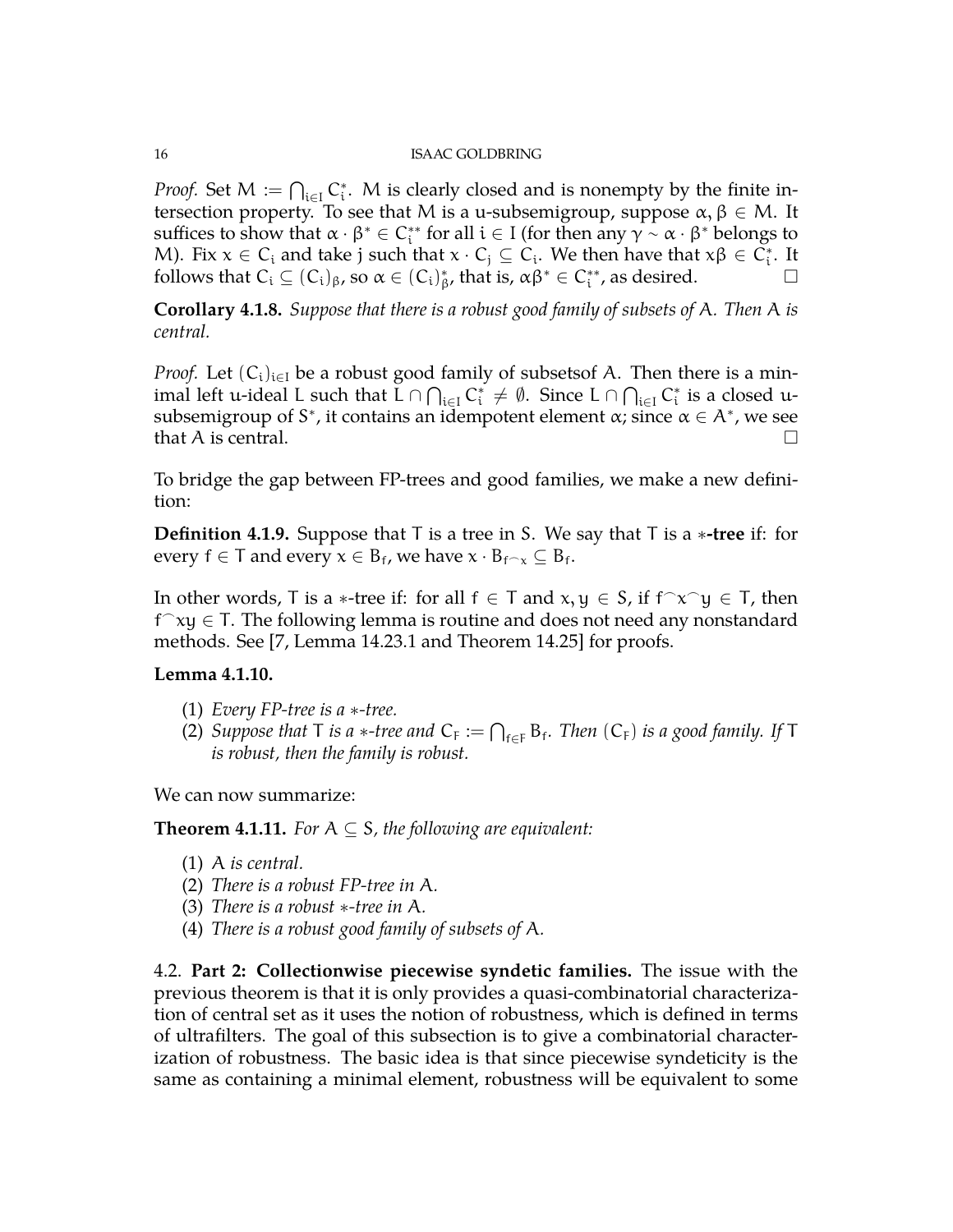*Proof.* Set $M := \bigcap_{i\in I} C_i^*$. M is clearly closed and is nonempty by the finite intersection property. To see that M is a u-subsemigroup, suppose $\alpha, \beta \in M$. It suffices to show that $\alpha \cdot \beta^* \in C_i^{**}$ for all $i \in I$ (for then any $\gamma \sim \alpha \cdot \beta^*$ belongs to M). Fix $x \in C_i$ and take j such that $x \cdot C_j \subseteq C_i$. We then have that $x\beta \in C_i^*$. It follows that $C_i \subseteq (C_i)_\beta$, so $\alpha \in (C_i)_\beta^*$, that is, $\alpha\beta^* \in C_i^{**}$, as desired. □

**Corollary 4.1.8.** *Suppose that there is a robust good family of subsets of* A*. Then* A *is central.*

*Proof.* Let $(C_i)_{i\in I}$ be a robust good family of subsetsof A. Then there is a minimal left u-ideal L such that $L \cap \bigcap_{i\in I} C_i^* \neq \emptyset$. Since $L \cap \bigcap_{i\in I} C_i^*$ is a closed u-subsemigroup of $S^*$, it contains an idempotent element $\alpha$; since $\alpha \in A^*$, we see that A is central. □

To bridge the gap between FP-trees and good families, we make a new definition:

**Definition 4.1.9.** Suppose that T is a tree in S. We say that T is a $*$**-tree** if: for every $f \in T$ and every $x \in B_f$, we have $x \cdot B_{f^\frown x} \subseteq B_f$.

In other words, T is a $*$-tree if: for all $f \in T$ and $x, y \in S$, if $f^\frown x^\frown y \in T$, then $f^\frown xy \in T$. The following lemma is routine and does not need any nonstandard methods. See [7, Lemma 14.23.1 and Theorem 14.25] for proofs.

**Lemma 4.1.10.**

1. *Every FP-tree is a $*$-tree.*
2. *Suppose that* T *is a $*$-tree and $C_F := \bigcap_{f\in F} B_f$. Then $(C_F)$ is a good family. If* T *is robust, then the family is robust.*

We can now summarize:

**Theorem 4.1.11.** *For $A \subseteq S$, the following are equivalent:*

1. A *is central.*
2. *There is a robust FP-tree in* A*.*
3. *There is a robust $*$-tree in* A*.*
4. *There is a robust good family of subsets of* A*.*

4.2. **Part 2: Collectionwise piecewise syndetic families.** The issue with the previous theorem is that it is only provides a quasi-combinatorial characterization of central set as it uses the notion of robustness, which is defined in terms of ultrafilters. The goal of this subsection is to give a combinatorial characterization of robustness. The basic idea is that since piecewise syndeticity is the same as containing a minimal element, robustness will be equivalent to some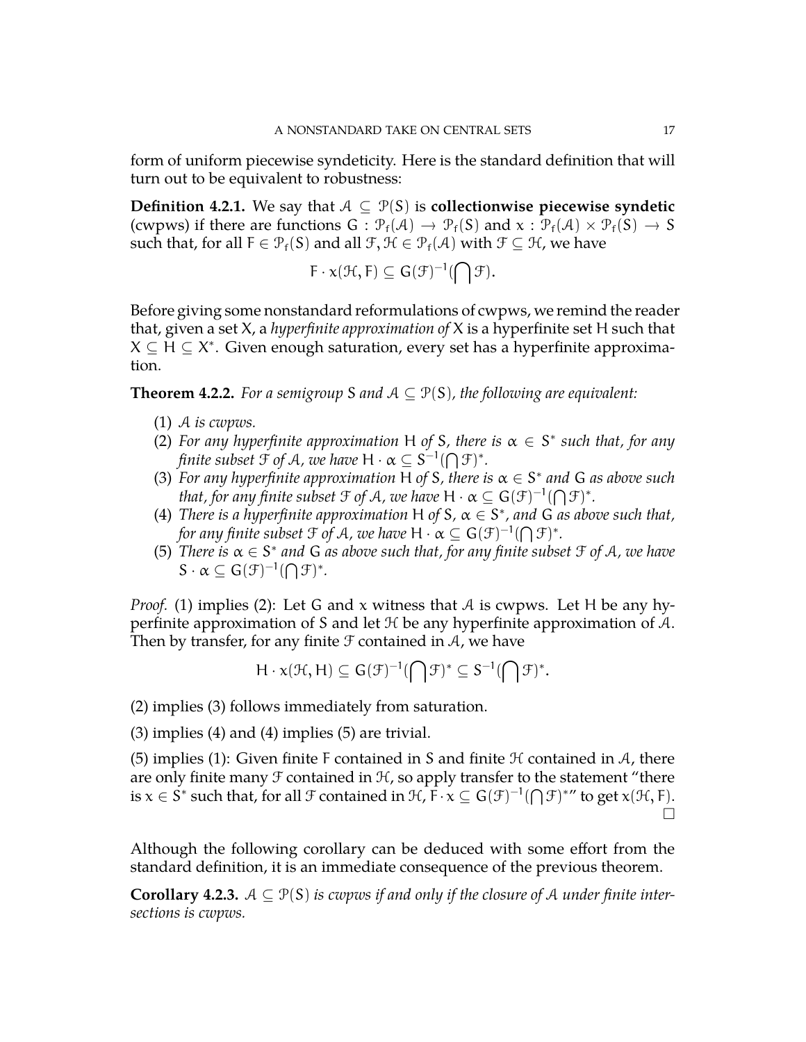form of uniform piecewise syndeticity. Here is the standard definition that will turn out to be equivalent to robustness:

**Definition 4.2.1.** We say that $\mathcal{A} \subseteq \mathcal{P}(S)$ is **collectionwise piecewise syndetic** (cwpws) if there are functions $G : \mathcal{P}_f(\mathcal{A}) \to \mathcal{P}_f(S)$ and $x : \mathcal{P}_f(\mathcal{A}) \times \mathcal{P}_f(S) \to S$ such that, for all $F \in \mathcal{P}_f(S)$ and all $\mathcal{F}, \mathcal{H} \in \mathcal{P}_f(\mathcal{A})$ with $\mathcal{F} \subseteq \mathcal{H}$, we have

$$F \cdot x(\mathcal{H}, F) \subseteq G(\mathcal{F})^{-1}(\bigcap \mathcal{F}).$$

Before giving some nonstandard reformulations of cwpws, we remind the reader that, given a set $X$, a *hyperfinite approximation of* $X$ is a hyperfinite set $H$ such that $X \subseteq H \subseteq X^*$. Given enough saturation, every set has a hyperfinite approximation.

**Theorem 4.2.2.** *For a semigroup* $S$ *and* $\mathcal{A} \subseteq \mathcal{P}(S)$*, the following are equivalent:*

1. $\mathcal{A}$ *is cwpws.*
2. *For any hyperfinite approximation* $H$ *of* $S$*, there is* $\alpha \in S^*$ *such that, for any finite subset* $\mathcal{F}$ *of* $\mathcal{A}$*, we have* $H \cdot \alpha \subseteq S^{-1}(\bigcap \mathcal{F})^*$.
3. *For any hyperfinite approximation* $H$ *of* $S$*, there is* $\alpha \in S^*$ *and* $G$ *as above such that, for any finite subset* $\mathcal{F}$ *of* $\mathcal{A}$*, we have* $H \cdot \alpha \subseteq G(\mathcal{F})^{-1}(\bigcap \mathcal{F})^*$.
4. *There is a hyperfinite approximation* $H$ *of* $S$*,* $\alpha \in S^*$*, and* $G$ *as above such that, for any finite subset* $\mathcal{F}$ *of* $\mathcal{A}$*, we have* $H \cdot \alpha \subseteq G(\mathcal{F})^{-1}(\bigcap \mathcal{F})^*$.
5. *There is* $\alpha \in S^*$ *and* $G$ *as above such that, for any finite subset* $\mathcal{F}$ *of* $\mathcal{A}$*, we have* $S \cdot \alpha \subseteq G(\mathcal{F})^{-1}(\bigcap \mathcal{F})^*$.

*Proof.* (1) implies (2): Let $G$ and $x$ witness that $\mathcal{A}$ is cwpws. Let $H$ be any hyperfinite approximation of $S$ and let $\mathcal{H}$ be any hyperfinite approximation of $\mathcal{A}$. Then by transfer, for any finite $\mathcal{F}$ contained in $\mathcal{A}$, we have

$$H \cdot x(\mathcal{H}, H) \subseteq G(\mathcal{F})^{-1}(\bigcap \mathcal{F})^* \subseteq S^{-1}(\bigcap \mathcal{F})^*.$$

(2) implies (3) follows immediately from saturation.

(3) implies (4) and (4) implies (5) are trivial.

(5) implies (1): Given finite $F$ contained in $S$ and finite $\mathcal{H}$ contained in $\mathcal{A}$, there are only finite many $\mathcal{F}$ contained in $\mathcal{H}$, so apply transfer to the statement "there is $x \in S^*$ such that, for all $\mathcal{F}$ contained in $\mathcal{H}$, $F \cdot x \subseteq G(\mathcal{F})^{-1}(\bigcap \mathcal{F})^*$" to get $x(\mathcal{H}, F)$. □

Although the following corollary can be deduced with some effort from the standard definition, it is an immediate consequence of the previous theorem.

**Corollary 4.2.3.** $\mathcal{A} \subseteq \mathcal{P}(S)$ *is cwpws if and only if the closure of* $\mathcal{A}$ *under finite intersections is cwpws.*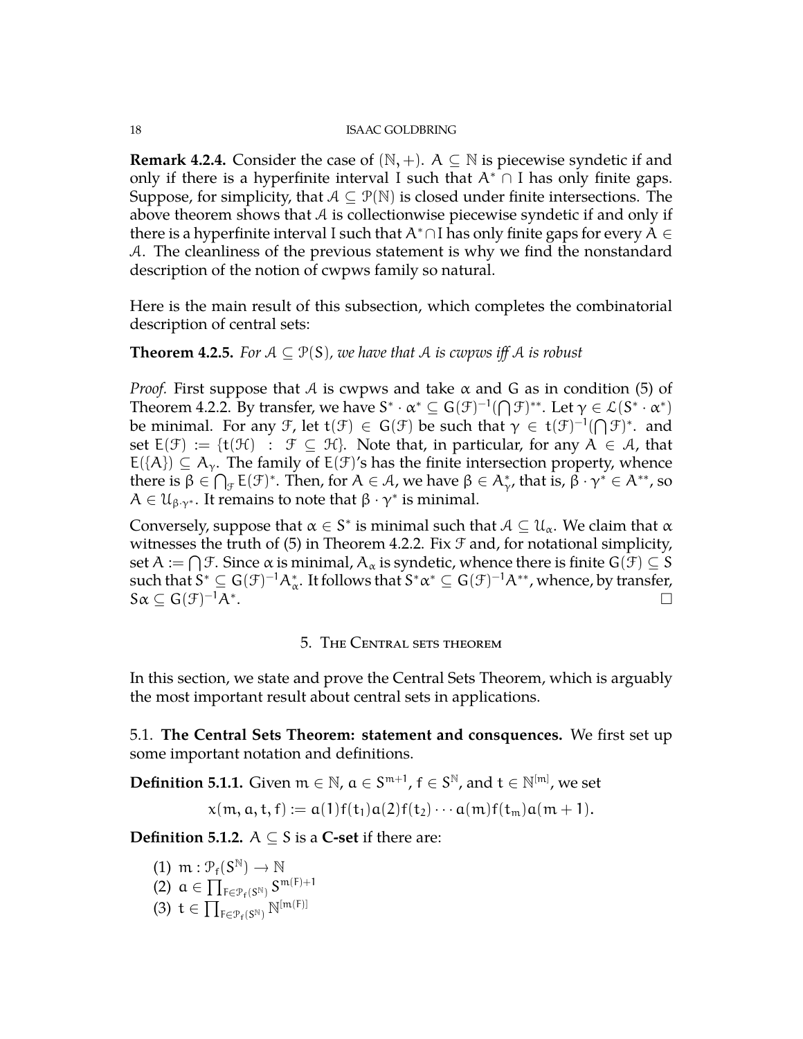**Remark 4.2.4.** Consider the case of $(\mathbb{N}, +)$. $A \subseteq \mathbb{N}$ is piecewise syndetic if and only if there is a hyperfinite interval I such that $A^* \cap I$ has only finite gaps. Suppose, for simplicity, that $\mathcal{A} \subseteq \mathcal{P}(\mathbb{N})$ is closed under finite intersections. The above theorem shows that $\mathcal{A}$ is collectionwise piecewise syndetic if and only if there is a hyperfinite interval I such that $A^* \cap I$ has only finite gaps for every $A \in \mathcal{A}$. The cleanliness of the previous statement is why we find the nonstandard description of the notion of cwpws family so natural.

Here is the main result of this subsection, which completes the combinatorial description of central sets:

**Theorem 4.2.5.** *For $\mathcal{A} \subseteq \mathcal{P}(S)$, we have that $\mathcal{A}$ is cwpws iff $\mathcal{A}$ is robust*

*Proof.* First suppose that $\mathcal{A}$ is cwpws and take $\alpha$ and G as in condition (5) of Theorem 4.2.2. By transfer, we have $S^* \cdot \alpha^* \subseteq G(\mathcal{F})^{-1}(\bigcap \mathcal{F})^{**}$. Let $\gamma \in \mathcal{L}(S^* \cdot \alpha^*)$ be minimal. For any $\mathcal{F}$, let $t(\mathcal{F}) \in G(\mathcal{F})$ be such that $\gamma \in t(\mathcal{F})^{-1}(\bigcap \mathcal{F})^*$. and set $E(\mathcal{F}) := \{t(\mathcal{H}) \ : \ \mathcal{F} \subseteq \mathcal{H}\}$. Note that, in particular, for any $A \in \mathcal{A}$, that $E(\{A\}) \subseteq A_\gamma$. The family of $E(\mathcal{F})$'s has the finite intersection property, whence there is $\beta \in \bigcap_{\mathcal{F}} E(\mathcal{F})^*$. Then, for $A \in \mathcal{A}$, we have $\beta \in A_\gamma^*$, that is, $\beta \cdot \gamma^* \in A^{**}$, so $A \in \mathcal{U}_{\beta \cdot \gamma^*}$. It remains to note that $\beta \cdot \gamma^*$ is minimal.

Conversely, suppose that $\alpha \in S^*$ is minimal such that $\mathcal{A} \subseteq \mathcal{U}_\alpha$. We claim that $\alpha$ witnesses the truth of (5) in Theorem 4.2.2. Fix $\mathcal{F}$ and, for notational simplicity, set $A := \bigcap \mathcal{F}$. Since $\alpha$ is minimal, $A_\alpha$ is syndetic, whence there is finite $G(\mathcal{F}) \subseteq S$ such that $S^* \subseteq G(\mathcal{F})^{-1} A_\alpha^*$. It follows that $S^* \alpha^* \subseteq G(\mathcal{F})^{-1} A^{**}$, whence, by transfer, $S\alpha \subseteq G(\mathcal{F})^{-1} A^*$. □

## 5. The Central sets theorem

In this section, we state and prove the Central Sets Theorem, which is arguably the most important result about central sets in applications.

### 5.1. The Central Sets Theorem: statement and consquences.

We first set up some important notation and definitions.

**Definition 5.1.1.** Given $m \in \mathbb{N}$, $a \in S^{m+1}$, $f \in S^{\mathbb{N}}$, and $t \in \mathbb{N}^{[m]}$, we set

$$x(m, a, t, f) := a(1) f(t_1) a(2) f(t_2) \cdots a(m) f(t_m) a(m+1).$$

**Definition 5.1.2.** $A \subseteq S$ is a **C-set** if there are:

(1) $m : \mathcal{P}_f(S^{\mathbb{N}}) \to \mathbb{N}$
(2) $a \in \prod_{F \in \mathcal{P}_f(S^{\mathbb{N}})} S^{m(F)+1}$
(3) $t \in \prod_{F \in \mathcal{P}_f(S^{\mathbb{N}})} \mathbb{N}^{[m(F)]}$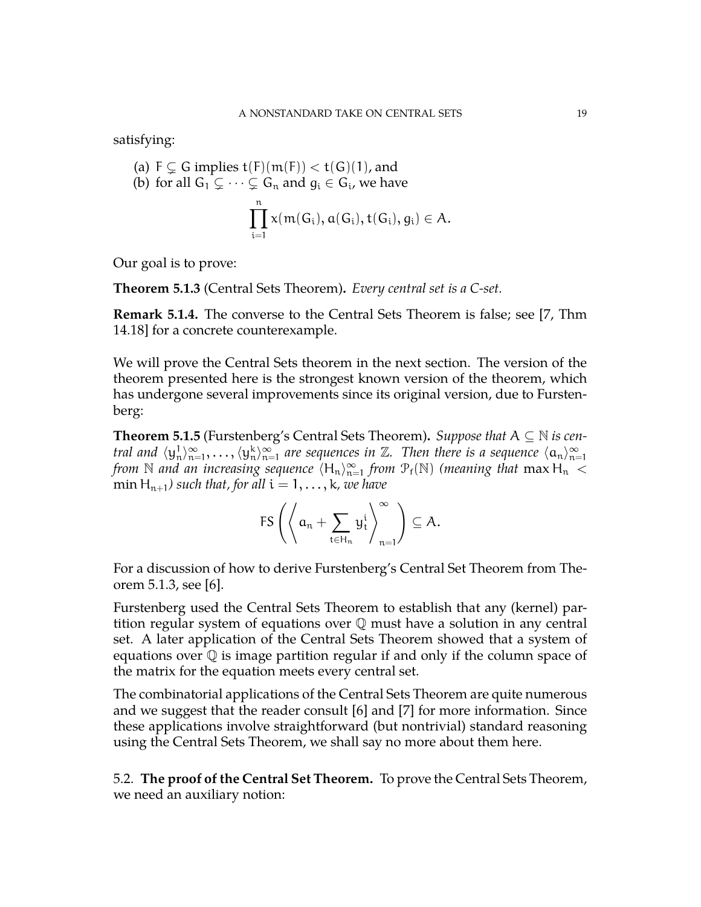satisfying:

(a) $F \subsetneq G$ implies $t(F)(m(F)) < t(G)(1)$, and
(b) for all $G_1 \subsetneq \cdots \subsetneq G_n$ and $g_i \in G_i$, we have

$$\prod_{i=1}^{n} x(m(G_i), a(G_i), t(G_i), g_i) \in A.$$

Our goal is to prove:

**Theorem 5.1.3** (Central Sets Theorem)**.** *Every central set is a C-set.*

**Remark 5.1.4.** The converse to the Central Sets Theorem is false; see [7, Thm 14.18] for a concrete counterexample.

We will prove the Central Sets theorem in the next section. The version of the theorem presented here is the strongest known version of the theorem, which has undergone several improvements since its original version, due to Furstenberg:

**Theorem 5.1.5** (Furstenberg's Central Sets Theorem)**.** *Suppose that $A \subseteq \mathbb{N}$ is central and $\langle y_n^1 \rangle_{n=1}^{\infty}, \ldots, \langle y_n^k \rangle_{n=1}^{\infty}$ are sequences in $\mathbb{Z}$. Then there is a sequence $\langle a_n \rangle_{n=1}^{\infty}$ from $\mathbb{N}$ and an increasing sequence $\langle H_n \rangle_{n=1}^{\infty}$ from $\mathcal{P}_f(\mathbb{N})$ (meaning that $\max H_n < \min H_{n+1}$) such that, for all $i = 1, \ldots, k$, we have*

$$\mathrm{FS}\left(\left\langle a_n + \sum_{t \in H_n} y_t^i \right\rangle_{n=1}^{\infty}\right) \subseteq A.$$

For a discussion of how to derive Furstenberg's Central Set Theorem from Theorem 5.1.3, see [6].

Furstenberg used the Central Sets Theorem to establish that any (kernel) partition regular system of equations over $\mathbb{Q}$ must have a solution in any central set. A later application of the Central Sets Theorem showed that a system of equations over $\mathbb{Q}$ is image partition regular if and only if the column space of the matrix for the equation meets every central set.

The combinatorial applications of the Central Sets Theorem are quite numerous and we suggest that the reader consult [6] and [7] for more information. Since these applications involve straightforward (but nontrivial) standard reasoning using the Central Sets Theorem, we shall say no more about them here.

## 5.2. **The proof of the Central Set Theorem.**

To prove the Central Sets Theorem, we need an auxiliary notion: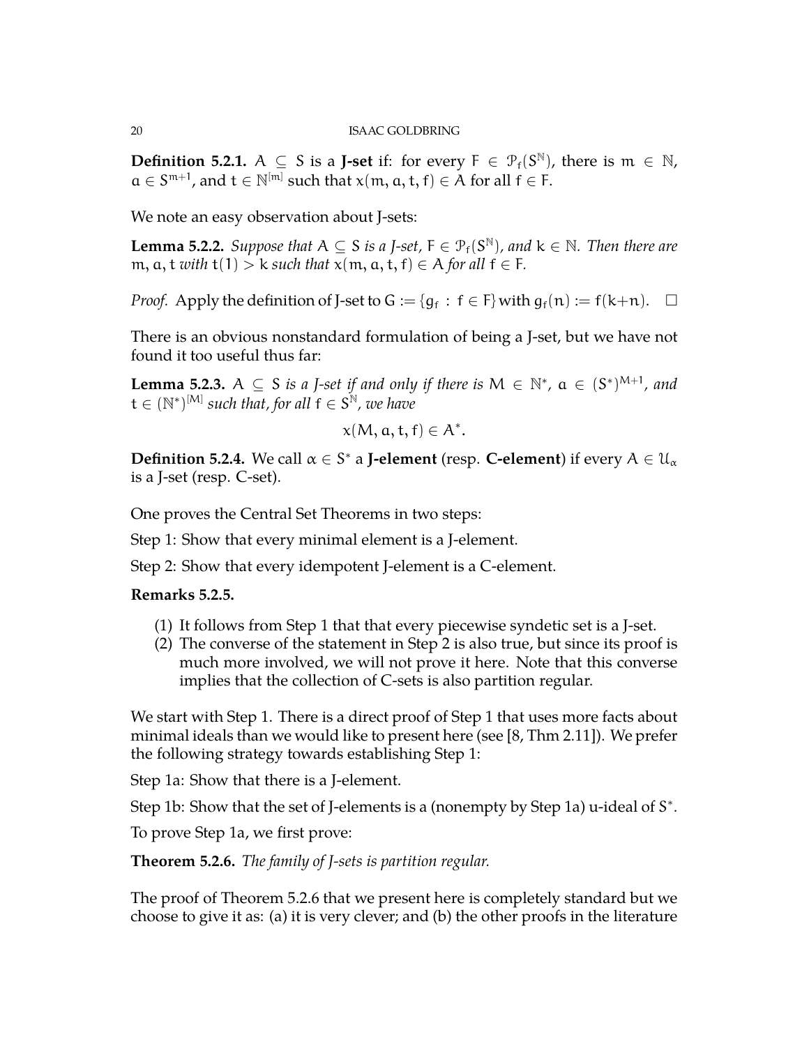**Definition 5.2.1.** $A \subseteq S$ is a **J-set** if: for every $F \in \mathcal{P}_f(S^{\mathbb{N}})$, there is $m \in \mathbb{N}$, $a \in S^{m+1}$, and $t \in \mathbb{N}^{[m]}$ such that $x(m, a, t, f) \in A$ for all $f \in F$.

We note an easy observation about J-sets:

**Lemma 5.2.2.** *Suppose that $A \subseteq S$ is a J-set, $F \in \mathcal{P}_f(S^{\mathbb{N}})$, and $k \in \mathbb{N}$. Then there are $m, a, t$ with $t(1) > k$ such that $x(m, a, t, f) \in A$ for all $f \in F$.*

*Proof.* Apply the definition of J-set to $G := \{g_f : f \in F\}$ with $g_f(n) := f(k+n)$. $\square$

There is an obvious nonstandard formulation of being a J-set, but we have not found it too useful thus far:

**Lemma 5.2.3.** *$A \subseteq S$ is a J-set if and only if there is $M \in \mathbb{N}^*$, $a \in (S^*)^{M+1}$, and $t \in (\mathbb{N}^*)^{[M]}$ such that, for all $f \in S^{\mathbb{N}}$, we have*

$$x(M, a, t, f) \in A^*.$$

**Definition 5.2.4.** We call $\alpha \in S^*$ a **J-element** (resp. **C-element**) if every $A \in \mathcal{U}_\alpha$ is a J-set (resp. C-set).

One proves the Central Set Theorems in two steps:

Step 1: Show that every minimal element is a J-element.

Step 2: Show that every idempotent J-element is a C-element.

**Remarks 5.2.5.**

1. It follows from Step 1 that that every piecewise syndetic set is a J-set.
2. The converse of the statement in Step 2 is also true, but since its proof is much more involved, we will not prove it here. Note that this converse implies that the collection of C-sets is also partition regular.

We start with Step 1. There is a direct proof of Step 1 that uses more facts about minimal ideals than we would like to present here (see [8, Thm 2.11]). We prefer the following strategy towards establishing Step 1:

Step 1a: Show that there is a J-element.

Step 1b: Show that the set of J-elements is a (nonempty by Step 1a) u-ideal of $S^*$.

To prove Step 1a, we first prove:

**Theorem 5.2.6.** *The family of J-sets is partition regular.*

The proof of Theorem 5.2.6 that we present here is completely standard but we choose to give it as: (a) it is very clever; and (b) the other proofs in the literature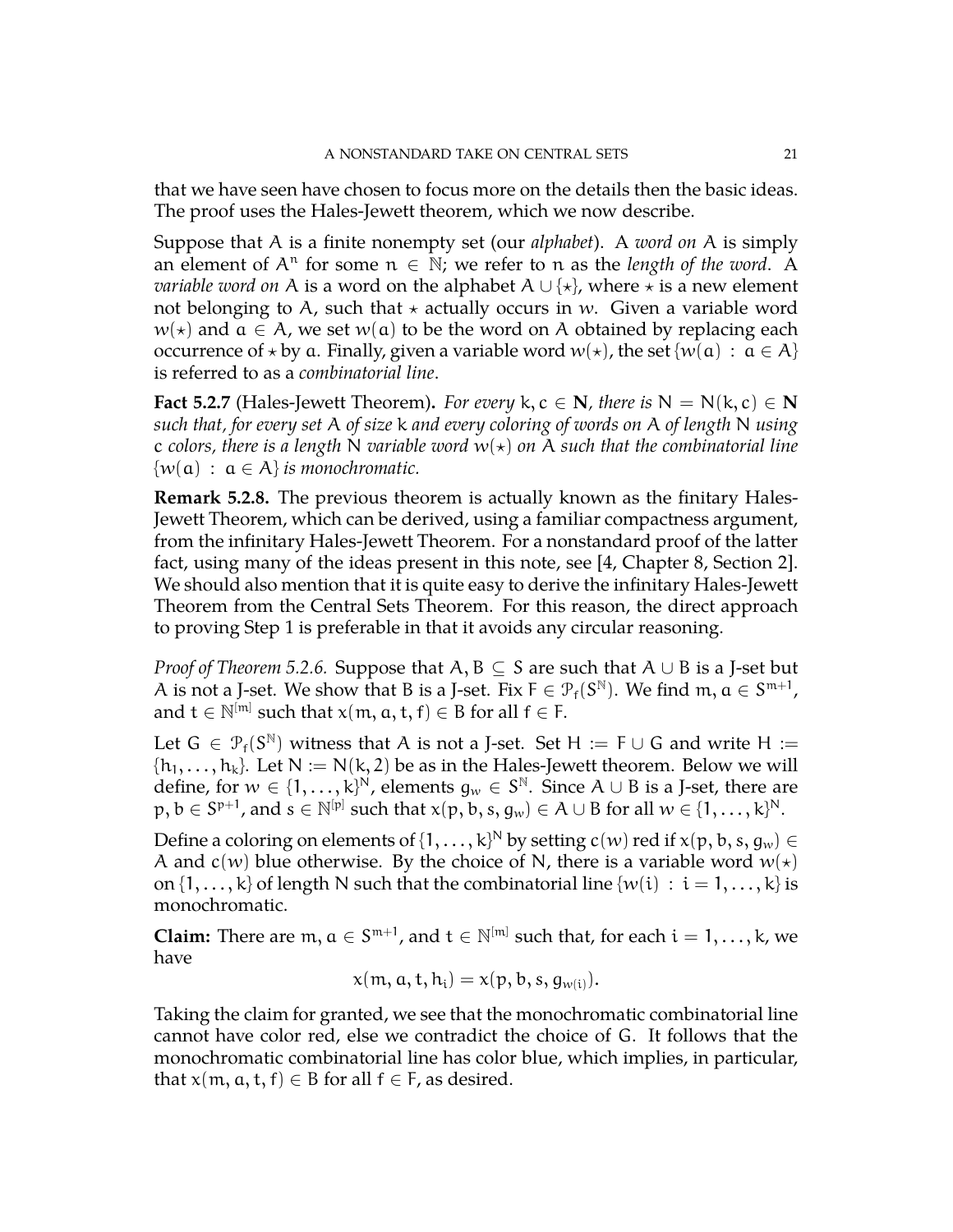that we have seen have chosen to focus more on the details then the basic ideas. The proof uses the Hales-Jewett theorem, which we now describe.

Suppose that $A$ is a finite nonempty set (our *alphabet*). A *word on* $A$ is simply an element of $A^n$ for some $n \in \mathbb{N}$; we refer to $n$ as the *length of the word*. A *variable word on* $A$ is a word on the alphabet $A \cup \{\star\}$, where $\star$ is a new element not belonging to $A$, such that $\star$ actually occurs in $w$. Given a variable word $w(\star)$ and $a \in A$, we set $w(a)$ to be the word on $A$ obtained by replacing each occurrence of $\star$ by $a$. Finally, given a variable word $w(\star)$, the set $\{w(a) : a \in A\}$ is referred to as a *combinatorial line*.

**Fact 5.2.7** (Hales-Jewett Theorem)**.** *For every $k, c \in \mathbf{N}$, there is $N = N(k, c) \in \mathbf{N}$ such that, for every set $A$ of size $k$ and every coloring of words on $A$ of length $N$ using $c$ colors, there is a length $N$ variable word $w(\star)$ on $A$ such that the combinatorial line $\{w(a) : a \in A\}$ is monochromatic.*

**Remark 5.2.8.** The previous theorem is actually known as the finitary Hales-Jewett Theorem, which can be derived, using a familiar compactness argument, from the infinitary Hales-Jewett Theorem. For a nonstandard proof of the latter fact, using many of the ideas present in this note, see [4, Chapter 8, Section 2]. We should also mention that it is quite easy to derive the infinitary Hales-Jewett Theorem from the Central Sets Theorem. For this reason, the direct approach to proving Step 1 is preferable in that it avoids any circular reasoning.

*Proof of Theorem 5.2.6.* Suppose that $A, B \subseteq S$ are such that $A \cup B$ is a J-set but $A$ is not a J-set. We show that $B$ is a J-set. Fix $F \in \mathcal{P}_f(S^{\mathbb{N}})$. We find $m, a \in S^{m+1}$, and $t \in \mathbb{N}^{[m]}$ such that $x(m, a, t, f) \in B$ for all $f \in F$.

Let $G \in \mathcal{P}_f(S^{\mathbb{N}})$ witness that $A$ is not a J-set. Set $H := F \cup G$ and write $H := \{h_1, \ldots, h_k\}$. Let $N := N(k, 2)$ be as in the Hales-Jewett theorem. Below we will define, for $w \in \{1, \ldots, k\}^N$, elements $g_w \in S^{\mathbb{N}}$. Since $A \cup B$ is a J-set, there are $p, b \in S^{p+1}$, and $s \in \mathbb{N}^{[p]}$ such that $x(p, b, s, g_w) \in A \cup B$ for all $w \in \{1, \ldots, k\}^N$.

Define a coloring on elements of $\{1, \ldots, k\}^N$ by setting $c(w)$ red if $x(p, b, s, g_w) \in A$ and $c(w)$ blue otherwise. By the choice of $N$, there is a variable word $w(\star)$ on $\{1, \ldots, k\}$ of length $N$ such that the combinatorial line $\{w(i) : i = 1, \ldots, k\}$ is monochromatic.

**Claim:** There are $m, a \in S^{m+1}$, and $t \in \mathbb{N}^{[m]}$ such that, for each $i = 1, \ldots, k$, we have

$$x(m, a, t, h_i) = x(p, b, s, g_{w(i)}).$$

Taking the claim for granted, we see that the monochromatic combinatorial line cannot have color red, else we contradict the choice of $G$. It follows that the monochromatic combinatorial line has color blue, which implies, in particular, that $x(m, a, t, f) \in B$ for all $f \in F$, as desired.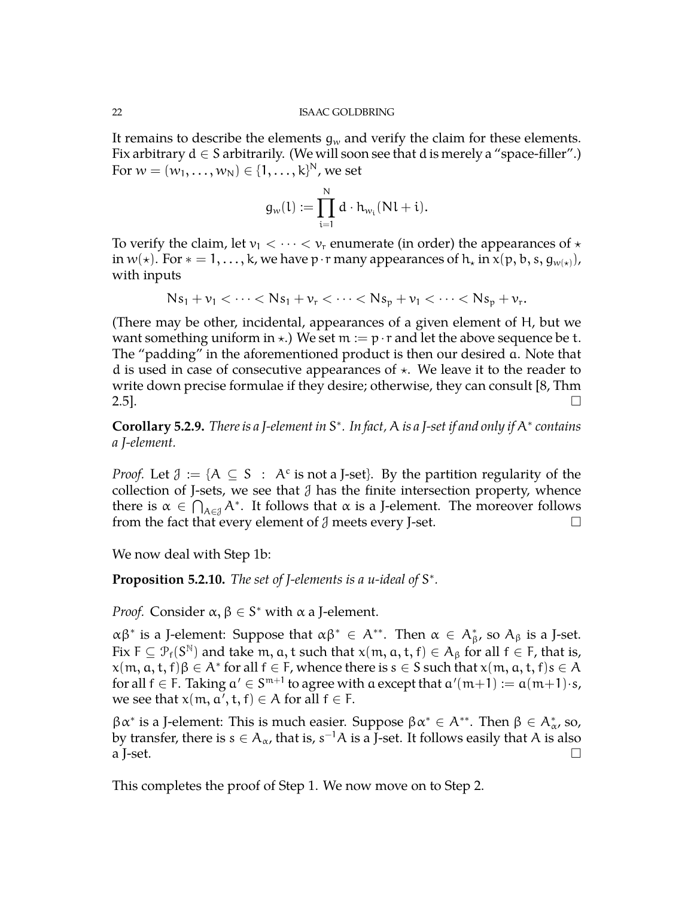It remains to describe the elements $g_w$ and verify the claim for these elements. Fix arbitrary $d \in S$ arbitrarily. (We will soon see that $d$ is merely a "space-filler".) For $w = (w_1, \ldots, w_N) \in \{1, \ldots, k\}^N$, we set

$$g_w(l) := \prod_{i=1}^{N} d \cdot h_{w_i}(Nl + i).$$

To verify the claim, let $v_1 < \cdots < v_r$ enumerate (in order) the appearances of $\star$ in $w(\star)$. For $* = 1, \ldots, k$, we have $p \cdot r$ many appearances of $h_\star$ in $x(p, b, s, g_{w(\star)})$, with inputs

$$Ns_1 + v_1 < \cdots < Ns_1 + v_r < \cdots < Ns_p + v_1 < \cdots < Ns_p + v_r.$$

(There may be other, incidental, appearances of a given element of $H$, but we want something uniform in $\star$.) We set $m := p \cdot r$ and let the above sequence be $t$. The "padding" in the aforementioned product is then our desired $a$. Note that $d$ is used in case of consecutive appearances of $\star$. We leave it to the reader to write down precise formulae if they desire; otherwise, they can consult [8, Thm 2.5]. □

**Corollary 5.2.9.** *There is a J-element in $S^*$. In fact, $A$ is a J-set if and only if $A^*$ contains a J-element.*

*Proof.* Let $\mathcal{J} := \{A \subseteq S \ : \ A^c \text{ is not a J-set}\}$. By the partition regularity of the collection of J-sets, we see that $\mathcal{J}$ has the finite intersection property, whence there is $\alpha \in \bigcap_{A \in \mathcal{J}} A^*$. It follows that $\alpha$ is a J-element. The moreover follows from the fact that every element of $\mathcal{J}$ meets every J-set. □

We now deal with Step 1b:

**Proposition 5.2.10.** *The set of J-elements is a u-ideal of $S^*$.*

*Proof.* Consider $\alpha, \beta \in S^*$ with $\alpha$ a J-element.

$\alpha\beta^*$ is a J-element: Suppose that $\alpha\beta^* \in A^{**}$. Then $\alpha \in A_\beta^*$, so $A_\beta$ is a J-set. Fix $F \subseteq \mathcal{P}_f(S^{\mathbb{N}})$ and take $m, a, t$ such that $x(m, a, t, f) \in A_\beta$ for all $f \in F$, that is, $x(m, a, t, f)\beta \in A^*$ for all $f \in F$, whence there is $s \in S$ such that $x(m, a, t, f)s \in A$ for all $f \in F$. Taking $a' \in S^{m+1}$ to agree with $a$ except that $a'(m+1) := a(m+1) \cdot s$, we see that $x(m, a', t, f) \in A$ for all $f \in F$.

$\beta\alpha^*$ is a J-element: This is much easier. Suppose $\beta\alpha^* \in A^{**}$. Then $\beta \in A_\alpha^*$, so, by transfer, there is $s \in A_\alpha$, that is, $s^{-1}A$ is a J-set. It follows easily that $A$ is also a J-set. □

This completes the proof of Step 1. We now move on to Step 2.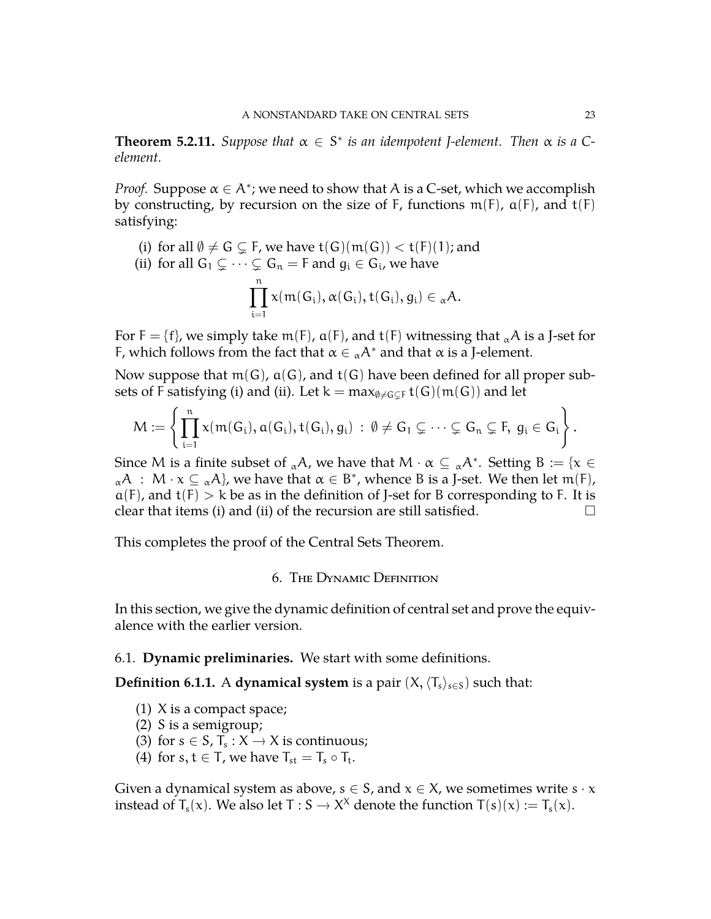**Theorem 5.2.11.** *Suppose that $\alpha \in S^*$ is an idempotent J-element. Then $\alpha$ is a C-element.*

*Proof.* Suppose $\alpha \in A^*$; we need to show that $A$ is a C-set, which we accomplish by constructing, by recursion on the size of $F$, functions $m(F)$, $a(F)$, and $t(F)$ satisfying:

(i) for all $\emptyset \neq G \subsetneq F$, we have $t(G)(m(G)) < t(F)(1)$; and
(ii) for all $G_1 \subsetneq \cdots \subsetneq G_n = F$ and $g_i \in G_i$, we have

$$\prod_{i=1}^{n} x(m(G_i), a(G_i), t(G_i), g_i) \in {}_{\alpha}A.$$

For $F = \{f\}$, we simply take $m(F)$, $a(F)$, and $t(F)$ witnessing that ${}_{\alpha}A$ is a J-set for $F$, which follows from the fact that $\alpha \in {}_{\alpha}A^*$ and that $\alpha$ is a J-element.

Now suppose that $m(G)$, $a(G)$, and $t(G)$ have been defined for all proper subsets of $F$ satisfying (i) and (ii). Let $k = \max_{\emptyset \neq G \subsetneq F} t(G)(m(G))$ and let

$$M := \left\{ \prod_{i=1}^{n} x(m(G_i), a(G_i), t(G_i), g_i) \ : \ \emptyset \neq G_1 \subsetneq \cdots \subsetneq G_n \subsetneq F, \ g_i \in G_i \right\}.$$

Since $M$ is a finite subset of ${}_{\alpha}A$, we have that $M \cdot \alpha \subseteq {}_{\alpha}A^*$. Setting $B := \{x \in {}_{\alpha}A \ : \ M \cdot x \subseteq {}_{\alpha}A\}$, we have that $\alpha \in B^*$, whence $B$ is a J-set. We then let $m(F)$, $a(F)$, and $t(F) > k$ be as in the definition of J-set for $B$ corresponding to $F$. It is clear that items (i) and (ii) of the recursion are still satisfied. $\square$

This completes the proof of the Central Sets Theorem.

## 6. The Dynamic Definition

In this section, we give the dynamic definition of central set and prove the equivalence with the earlier version.

### 6.1. Dynamic preliminaries.

We start with some definitions.

**Definition 6.1.1.** A **dynamical system** is a pair $(X, \langle T_s \rangle_{s \in S})$ such that:

(1) $X$ is a compact space;
(2) $S$ is a semigroup;
(3) for $s \in S$, $T_s : X \to X$ is continuous;
(4) for $s, t \in T$, we have $T_{st} = T_s \circ T_t$.

Given a dynamical system as above, $s \in S$, and $x \in X$, we sometimes write $s \cdot x$ instead of $T_s(x)$. We also let $T : S \to X^X$ denote the function $T(s)(x) := T_s(x)$.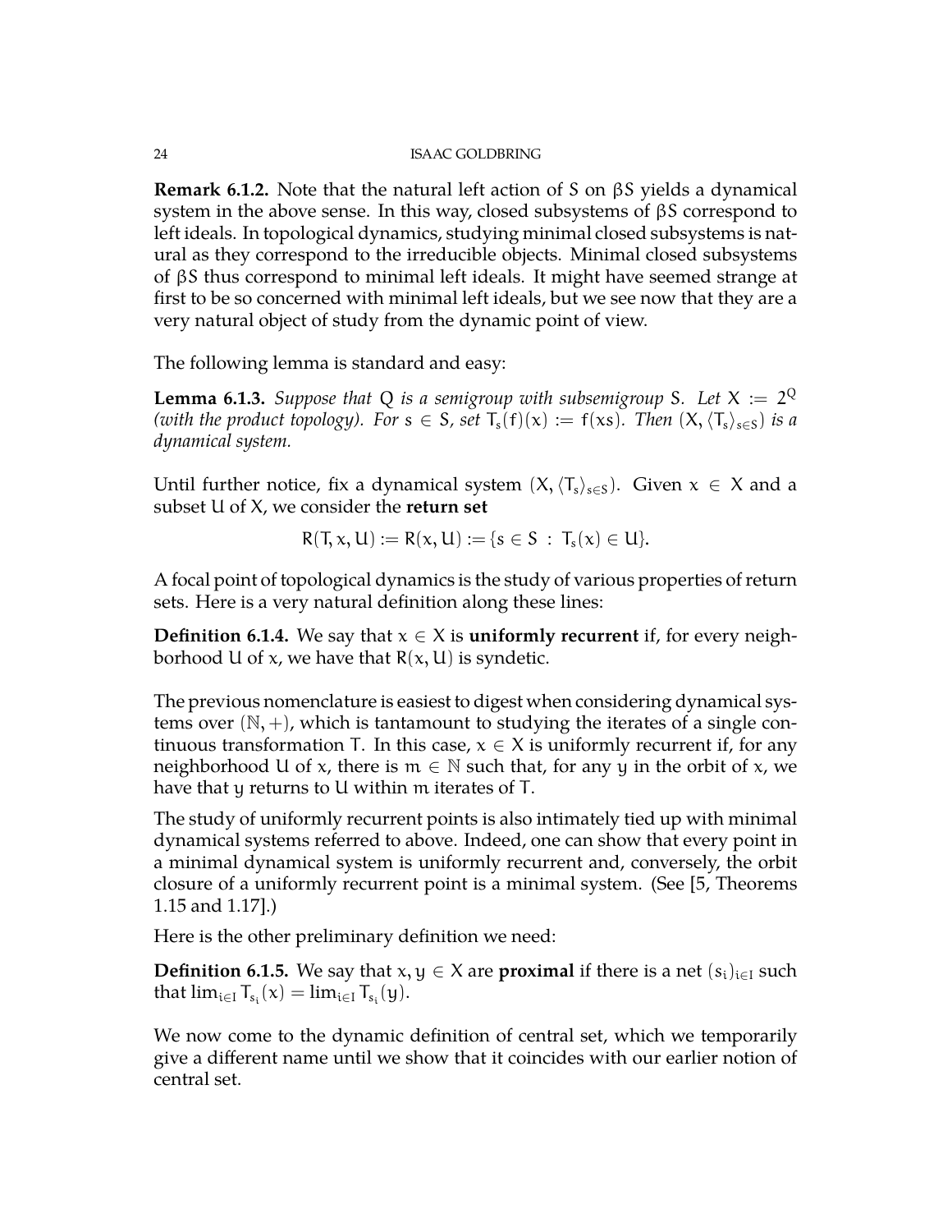**Remark 6.1.2.** Note that the natural left action of $S$ on $\beta S$ yields a dynamical system in the above sense. In this way, closed subsystems of $\beta S$ correspond to left ideals. In topological dynamics, studying minimal closed subsystems is natural as they correspond to the irreducible objects. Minimal closed subsystems of $\beta S$ thus correspond to minimal left ideals. It might have seemed strange at first to be so concerned with minimal left ideals, but we see now that they are a very natural object of study from the dynamic point of view.

The following lemma is standard and easy:

**Lemma 6.1.3.** *Suppose that $Q$ is a semigroup with subsemigroup $S$. Let $X := 2^Q$ (with the product topology). For $s \in S$, set $T_s(f)(x) := f(xs)$. Then $(X, \langle T_s \rangle_{s \in S})$ is a dynamical system.*

Until further notice, fix a dynamical system $(X, \langle T_s \rangle_{s \in S})$. Given $x \in X$ and a subset $U$ of $X$, we consider the **return set**

$$R(T, x, U) := R(x, U) := \{s \in S \ : \ T_s(x) \in U\}.$$

A focal point of topological dynamics is the study of various properties of return sets. Here is a very natural definition along these lines:

**Definition 6.1.4.** We say that $x \in X$ is **uniformly recurrent** if, for every neighborhood $U$ of $x$, we have that $R(x, U)$ is syndetic.

The previous nomenclature is easiest to digest when considering dynamical systems over $(\mathbb{N}, +)$, which is tantamount to studying the iterates of a single continuous transformation $T$. In this case, $x \in X$ is uniformly recurrent if, for any neighborhood $U$ of $x$, there is $m \in \mathbb{N}$ such that, for any $y$ in the orbit of $x$, we have that $y$ returns to $U$ within $m$ iterates of $T$.

The study of uniformly recurrent points is also intimately tied up with minimal dynamical systems referred to above. Indeed, one can show that every point in a minimal dynamical system is uniformly recurrent and, conversely, the orbit closure of a uniformly recurrent point is a minimal system. (See [5, Theorems 1.15 and 1.17].)

Here is the other preliminary definition we need:

**Definition 6.1.5.** We say that $x, y \in X$ are **proximal** if there is a net $(s_i)_{i \in I}$ such that $\lim_{i \in I} T_{s_i}(x) = \lim_{i \in I} T_{s_i}(y)$.

We now come to the dynamic definition of central set, which we temporarily give a different name until we show that it coincides with our earlier notion of central set.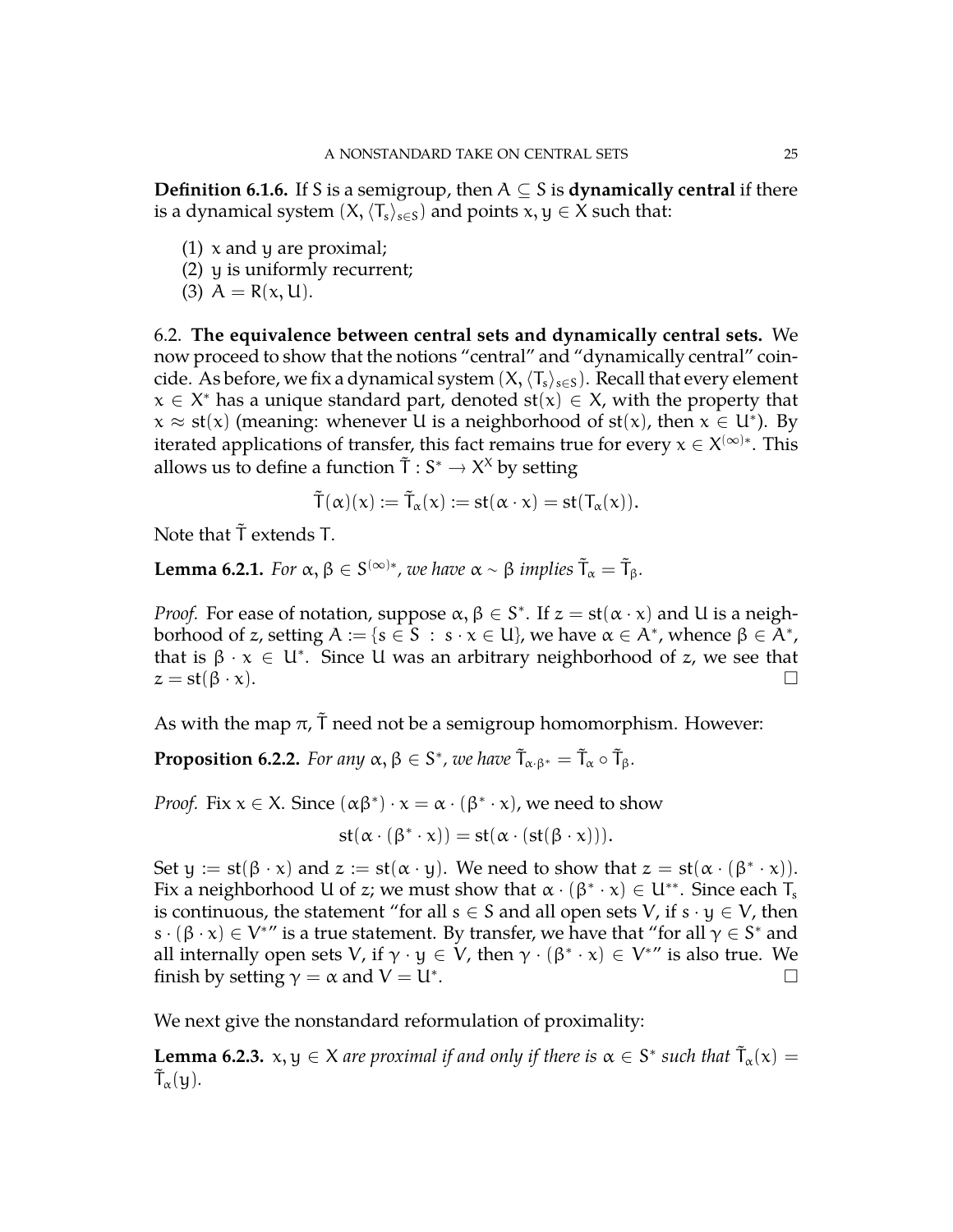**Definition 6.1.6.** If $S$ is a semigroup, then $A \subseteq S$ is **dynamically central** if there is a dynamical system $(X, \langle T_s \rangle_{s \in S})$ and points $x, y \in X$ such that:

(1) $x$ and $y$ are proximal;
(2) $y$ is uniformly recurrent;
(3) $A = R(x, U)$.

6.2. **The equivalence between central sets and dynamically central sets.** We now proceed to show that the notions "central" and "dynamically central" coincide. As before, we fix a dynamical system $(X, \langle T_s \rangle_{s \in S})$. Recall that every element $x \in X^*$ has a unique standard part, denoted $\mathrm{st}(x) \in X$, with the property that $x \approx \mathrm{st}(x)$ (meaning: whenever $U$ is a neighborhood of $\mathrm{st}(x)$, then $x \in U^*$). By iterated applications of transfer, this fact remains true for every $x \in X^{(\infty)*}$. This allows us to define a function $\tilde{T} : S^* \to X^X$ by setting

$$\tilde{T}(\alpha)(x) := \tilde{T}_\alpha(x) := \mathrm{st}(\alpha \cdot x) = \mathrm{st}(T_\alpha(x)).$$

Note that $\tilde{T}$ extends $T$.

**Lemma 6.2.1.** *For $\alpha, \beta \in S^{(\infty)*}$, we have $\alpha \sim \beta$ implies $\tilde{T}_\alpha = \tilde{T}_\beta$.*

*Proof.* For ease of notation, suppose $\alpha, \beta \in S^*$. If $z = \mathrm{st}(\alpha \cdot x)$ and $U$ is a neighborhood of $z$, setting $A := \{s \in S \ : \ s \cdot x \in U\}$, we have $\alpha \in A^*$, whence $\beta \in A^*$, that is $\beta \cdot x \in U^*$. Since $U$ was an arbitrary neighborhood of $z$, we see that $z = \mathrm{st}(\beta \cdot x)$. □

As with the map $\pi$, $\tilde{T}$ need not be a semigroup homomorphism. However:

**Proposition 6.2.2.** *For any $\alpha, \beta \in S^*$, we have $\tilde{T}_{\alpha \cdot \beta^*} = \tilde{T}_\alpha \circ \tilde{T}_\beta$.*

*Proof.* Fix $x \in X$. Since $(\alpha\beta^*) \cdot x = \alpha \cdot (\beta^* \cdot x)$, we need to show

$$\mathrm{st}(\alpha \cdot (\beta^* \cdot x)) = \mathrm{st}(\alpha \cdot (\mathrm{st}(\beta \cdot x))).$$

Set $y := \mathrm{st}(\beta \cdot x)$ and $z := \mathrm{st}(\alpha \cdot y)$. We need to show that $z = \mathrm{st}(\alpha \cdot (\beta^* \cdot x))$. Fix a neighborhood $U$ of $z$; we must show that $\alpha \cdot (\beta^* \cdot x) \in U^{**}$. Since each $T_s$ is continuous, the statement "for all $s \in S$ and all open sets $V$, if $s \cdot y \in V$, then $s \cdot (\beta \cdot x) \in V^*$" is a true statement. By transfer, we have that "for all $\gamma \in S^*$ and all internally open sets $V$, if $\gamma \cdot y \in V$, then $\gamma \cdot (\beta^* \cdot x) \in V^*$" is also true. We finish by setting $\gamma = \alpha$ and $V = U^*$. □

We next give the nonstandard reformulation of proximality:

**Lemma 6.2.3.** *$x, y \in X$ are proximal if and only if there is $\alpha \in S^*$ such that $\tilde{T}_\alpha(x) = \tilde{T}_\alpha(y)$.*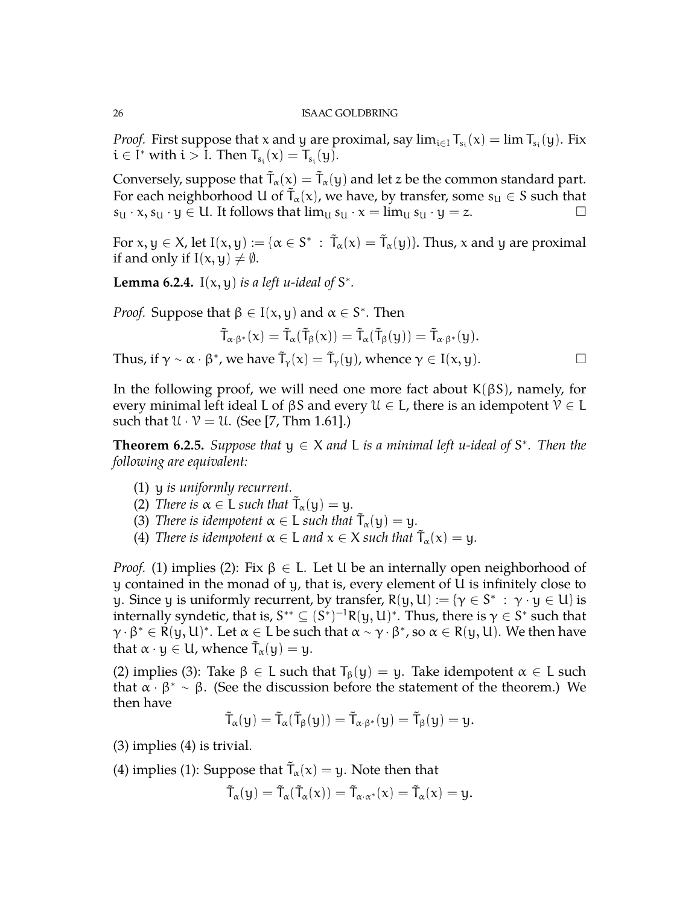*Proof.* First suppose that $x$ and $y$ are proximal, say $\lim_{i\in I} T_{s_i}(x) = \lim T_{s_i}(y)$. Fix $i \in I^*$ with $i > I$. Then $T_{s_i}(x) = T_{s_i}(y)$.

Conversely, suppose that $\tilde{T}_\alpha(x) = \tilde{T}_\alpha(y)$ and let $z$ be the common standard part. For each neighborhood $U$ of $\tilde{T}_\alpha(x)$, we have, by transfer, some $s_U \in S$ such that $s_U \cdot x, s_U \cdot y \in U$. It follows that $\lim_U s_U \cdot x = \lim_U s_U \cdot y = z$. □

For $x, y \in X$, let $I(x, y) := \{\alpha \in S^* \ : \ \tilde{T}_\alpha(x) = \tilde{T}_\alpha(y)\}$. Thus, $x$ and $y$ are proximal if and only if $I(x, y) \neq \emptyset$.

**Lemma 6.2.4.** *$I(x, y)$ is a left u-ideal of $S^*$.*

*Proof.* Suppose that $\beta \in I(x, y)$ and $\alpha \in S^*$. Then

$$\tilde{T}_{\alpha\cdot\beta^*}(x) = \tilde{T}_\alpha(\tilde{T}_\beta(x)) = \tilde{T}_\alpha(\tilde{T}_\beta(y)) = \tilde{T}_{\alpha\cdot\beta^*}(y).$$

Thus, if $\gamma \sim \alpha \cdot \beta^*$, we have $\tilde{T}_\gamma(x) = \tilde{T}_\gamma(y)$, whence $\gamma \in I(x, y)$. □

In the following proof, we will need one more fact about $K(\beta S)$, namely, for every minimal left ideal $L$ of $\beta S$ and every $\mathcal{U} \in L$, there is an idempotent $\mathcal{V} \in L$ such that $\mathcal{U} \cdot \mathcal{V} = \mathcal{U}$. (See [7, Thm 1.61].)

**Theorem 6.2.5.** *Suppose that $y \in X$ and $L$ is a minimal left u-ideal of $S^*$. Then the following are equivalent:*

1. *$y$ is uniformly recurrent.*
2. *There is $\alpha \in L$ such that $\tilde{T}_\alpha(y) = y$.*
3. *There is idempotent $\alpha \in L$ such that $\tilde{T}_\alpha(y) = y$.*
4. *There is idempotent $\alpha \in L$ and $x \in X$ such that $\tilde{T}_\alpha(x) = y$.*

*Proof.* (1) implies (2): Fix $\beta \in L$. Let $U$ be an internally open neighborhood of $y$ contained in the monad of $y$, that is, every element of $U$ is infinitely close to $y$. Since $y$ is uniformly recurrent, by transfer, $R(y, U) := \{\gamma \in S^* \ : \ \gamma \cdot y \in U\}$ is internally syndetic, that is, $S^{**} \subseteq (S^*)^{-1}R(y, U)^*$. Thus, there is $\gamma \in S^*$ such that $\gamma \cdot \beta^* \in R(y, U)^*$. Let $\alpha \in L$ be such that $\alpha \sim \gamma \cdot \beta^*$, so $\alpha \in R(y, U)$. We then have that $\alpha \cdot y \in U$, whence $\tilde{T}_\alpha(y) = y$.

(2) implies (3): Take $\beta \in L$ such that $T_\beta(y) = y$. Take idempotent $\alpha \in L$ such that $\alpha \cdot \beta^* \sim \beta$. (See the discussion before the statement of the theorem.) We then have

$$\tilde{T}_\alpha(y) = \tilde{T}_\alpha(\tilde{T}_\beta(y)) = \tilde{T}_{\alpha\cdot\beta^*}(y) = \tilde{T}_\beta(y) = y.$$

(3) implies (4) is trivial.

(4) implies (1): Suppose that $\tilde{T}_\alpha(x) = y$. Note then that

$$\tilde{T}_\alpha(y) = \tilde{T}_\alpha(\tilde{T}_\alpha(x)) = \tilde{T}_{\alpha\cdot\alpha^*}(x) = \tilde{T}_\alpha(x) = y.$$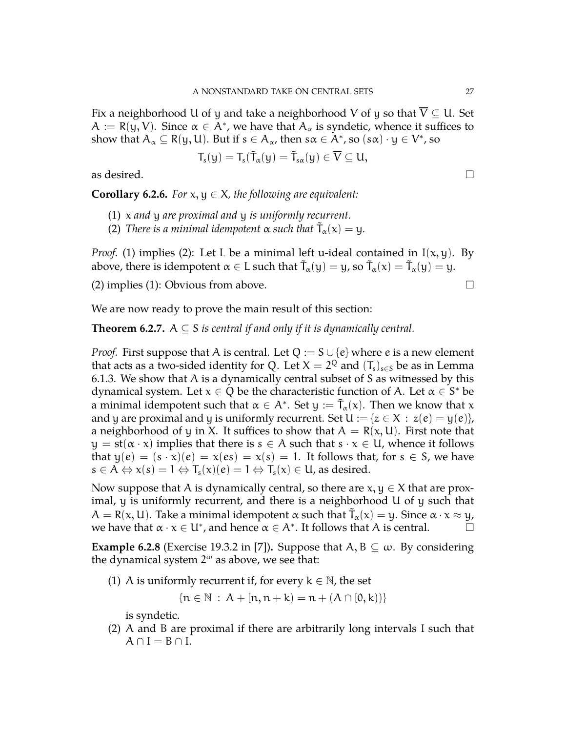Fix a neighborhood $U$ of $y$ and take a neighborhood $V$ of $y$ so that $\overline{V} \subseteq U$. Set $A := R(y, V)$. Since $\alpha \in A^*$, we have that $A_\alpha$ is syndetic, whence it suffices to show that $A_\alpha \subseteq R(y, U)$. But if $s \in A_\alpha$, then $s\alpha \in A^*$, so $(s\alpha) \cdot y \in V^*$, so

$$T_s(y) = T_s(\tilde{T}_\alpha(y) = \tilde{T}_{s\alpha}(y) \in \overline{V} \subseteq U,$$

as desired. $\square$

**Corollary 6.2.6.** *For $x, y \in X$, the following are equivalent:*

1. *$x$ and $y$ are proximal and $y$ is uniformly recurrent.*
2. *There is a minimal idempotent $\alpha$ such that $\tilde{T}_\alpha(x) = y$.*

*Proof.* (1) implies (2): Let $L$ be a minimal left u-ideal contained in $I(x, y)$. By above, there is idempotent $\alpha \in L$ such that $\tilde{T}_\alpha(y) = y$, so $\tilde{T}_\alpha(x) = \tilde{T}_\alpha(y) = y$.

(2) implies (1): Obvious from above. $\square$

We are now ready to prove the main result of this section:

**Theorem 6.2.7.** *$A \subseteq S$ is central if and only if it is dynamically central.*

*Proof.* First suppose that $A$ is central. Let $Q := S \cup \{e\}$ where $e$ is a new element that acts as a two-sided identity for $Q$. Let $X = 2^Q$ and $(T_s)_{s \in S}$ be as in Lemma 6.1.3. We show that $A$ is a dynamically central subset of $S$ as witnessed by this dynamical system. Let $x \in Q$ be the characteristic function of $A$. Let $\alpha \in S^*$ be a minimal idempotent such that $\alpha \in A^*$. Set $y := \tilde{T}_\alpha(x)$. Then we know that $x$ and $y$ are proximal and $y$ is uniformly recurrent. Set $U := \{z \in X : z(e) = y(e)\}$, a neighborhood of $y$ in $X$. It suffices to show that $A = R(x, U)$. First note that $y = \mathrm{st}(\alpha \cdot x)$ implies that there is $s \in A$ such that $s \cdot x \in U$, whence it follows that $y(e) = (s \cdot x)(e) = x(es) = x(s) = 1$. It follows that, for $s \in S$, we have $s \in A \Leftrightarrow x(s) = 1 \Leftrightarrow T_s(x)(e) = 1 \Leftrightarrow T_s(x) \in U$, as desired.

Now suppose that $A$ is dynamically central, so there are $x, y \in X$ that are proximal, $y$ is uniformly recurrent, and there is a neighborhood $U$ of $y$ such that $A = R(x, U)$. Take a minimal idempotent $\alpha$ such that $\tilde{T}_\alpha(x) = y$. Since $\alpha \cdot x \approx y$, we have that $\alpha \cdot x \in U^*$, and hence $\alpha \in A^*$. It follows that $A$ is central. $\square$

**Example 6.2.8** (Exercise 19.3.2 in [7])**.** Suppose that $A, B \subseteq \omega$. By considering the dynamical system $2^\omega$ as above, we see that:

1. $A$ is uniformly recurrent if, for every $k \in \mathbb{N}$, the set
$$\{n \in \mathbb{N} : A + [n, n+k) = n + (A \cap [0, k))\}$$
is syndetic.
2. $A$ and $B$ are proximal if there are arbitrarily long intervals $I$ such that $A \cap I = B \cap I$.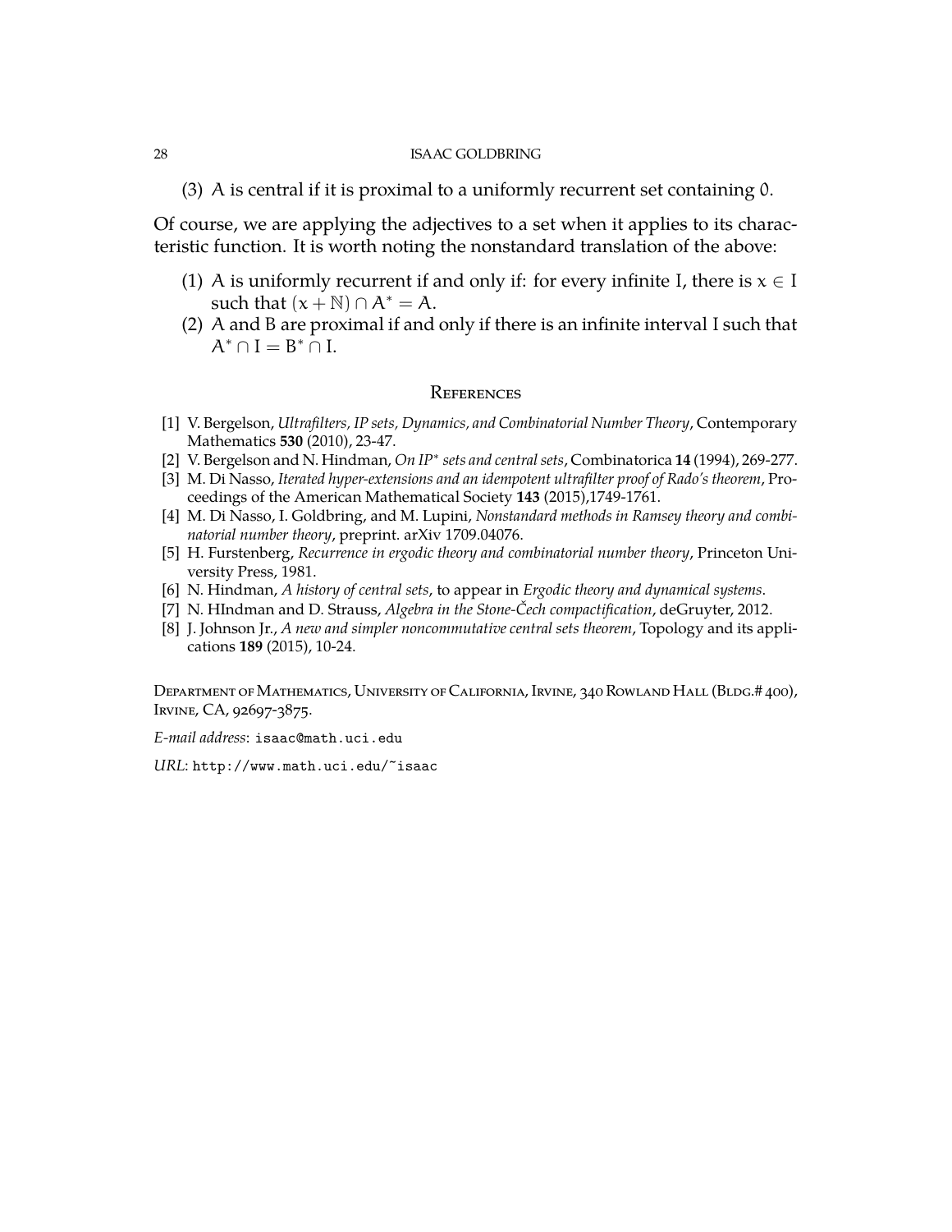(3) $A$ is central if it is proximal to a uniformly recurrent set containing $0$.

Of course, we are applying the adjectives to a set when it applies to its characteristic function. It is worth noting the nonstandard translation of the above:

(1) $A$ is uniformly recurrent if and only if: for every infinite $I$, there is $x \in I$ such that $(x + \mathbb{N}) \cap A^* = A$.
(2) $A$ and $B$ are proximal if and only if there is an infinite interval $I$ such that $A^* \cap I = B^* \cap I$.

## References

[1] V. Bergelson, *Ultrafilters, IP sets, Dynamics, and Combinatorial Number Theory*, Contemporary Mathematics **530** (2010), 23-47.

[2] V. Bergelson and N. Hindman, *On IP$^*$ sets and central sets*, Combinatorica **14** (1994), 269-277.

[3] M. Di Nasso, *Iterated hyper-extensions and an idempotent ultrafilter proof of Rado's theorem*, Proceedings of the American Mathematical Society **143** (2015),1749-1761.

[4] M. Di Nasso, I. Goldbring, and M. Lupini, *Nonstandard methods in Ramsey theory and combinatorial number theory*, preprint. arXiv 1709.04076.

[5] H. Furstenberg, *Recurrence in ergodic theory and combinatorial number theory*, Princeton University Press, 1981.

[6] N. Hindman, *A history of central sets*, to appear in *Ergodic theory and dynamical systems*.

[7] N. HIndman and D. Strauss, *Algebra in the Stone-Čech compactification*, deGruyter, 2012.

[8] J. Johnson Jr., *A new and simpler noncommutative central sets theorem*, Topology and its applications **189** (2015), 10-24.

Department of Mathematics, University of California, Irvine, 340 Rowland Hall (Bldg.# 400), Irvine, CA, 92697-3875.

*E-mail address*: isaac@math.uci.edu

*URL*: http://www.math.uci.edu/~isaac